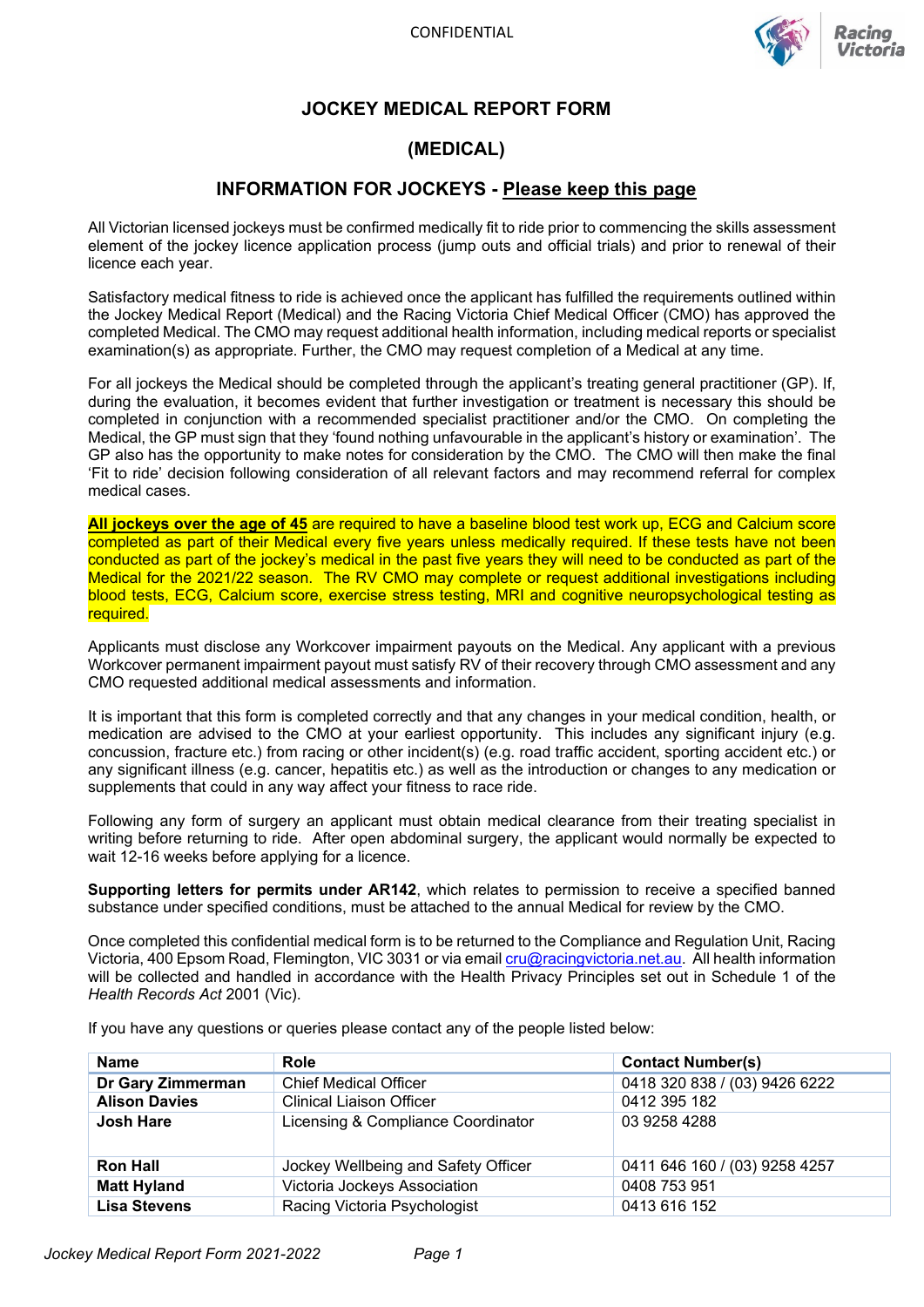CONFIDENTIAL

# JOCKEY MEDICAL REPORT FORM

## (MEDICAL)

## INFORMATION FOR JOCKEYS - Please keep this page

All Victorian licensed jockeys must be confirmed medically fit to ride prior to commencing the skills assessment element of the jockey licence application process (jump outs and official trials) and prior to renewal of their licence each year.

Satisfactory medical fitness to ride is achieved once the applicant has fulfilled the requirements outlined within the Jockey Medical Report (Medical) and the Racing Victoria Chief Medical Officer (CMO) has approved the completed Medical. The CMO may request additional health information, including medical reports or specialist examination(s) as appropriate. Further, the CMO may request completion of a Medical at any time.

For all jockeys the Medical should be completed through the applicant's treating general practitioner (GP). If, during the evaluation, it becomes evident that further investigation or treatment is necessary this should be completed in conjunction with a recommended specialist practitioner and/or the CMO. On completing the Medical, the GP must sign that they 'found nothing unfavourable in the applicant's history or examination'. The GP also has the opportunity to make notes for consideration by the CMO. The CMO will then make the final 'Fit to ride' decision following consideration of all relevant factors and may recommend referral for complex medical cases.

**All jockeys over the age of 45** are required to have a baseline blood test work up, ECG and Calcium score completed as part of their Medical every five years unless medically required. If these tests have not been conducted as part of the jockey's medical in the past five years they will need to be conducted as part of the Medical for the 2021/22 season. The RV CMO may complete or request additional investigations including blood tests, ECG, Calcium score, exercise stress testing, MRI and cognitive neuropsychological testing as required.

Applicants must disclose any Workcover impairment payouts on the Medical. Any applicant with a previous Workcover permanent impairment payout must satisfy RV of their recovery through CMO assessment and any CMO requested additional medical assessments and information.

It is important that this form is completed correctly and that any changes in your medical condition, health, or medication are advised to the CMO at your earliest opportunity. This includes any significant injury (e.g. concussion, fracture etc.) from racing or other incident(s) (e.g. road traffic accident, sporting accident etc.) or any significant illness (e.g. cancer, hepatitis etc.) as well as the introduction or changes to any medication or supplements that could in any way affect your fitness to race ride.

Following any form of surgery an applicant must obtain medical clearance from their treating specialist in writing before returning to ride. After open abdominal surgery, the applicant would normally be expected to wait 12-16 weeks before applying for a licence.

**Supporting letters for permits under AR142**, which relates to permission to receive a specified banned substance under specified conditions, must be attached to the annual Medical for review by the CMO.

Once completed this confidential medical form is to be returned to the Compliance and Regulation Unit, Racing Victoria, 400 Epsom Road, Flemington, VIC 3031 or via email cru@racingvictoria.net.au. All health information will be collected and handled in accordance with the Health Privacy Principles set out in Schedule 1 of the *Health Records Act* 2001 (Vic).

If you have any questions or queries please contact any of the people listed below:

| Name | Role | Contact Number(s) |
|---|---|---|
| **Dr Gary Zimmerman** | Chief Medical Officer | 0418 320 838 / (03) 9426 6222 |
| **Alison Davies** | Clinical Liaison Officer | 0412 395 182 |
| **Josh Hare** | Licensing & Compliance Coordinator | 03 9258 4288 |
| **Ron Hall** | Jockey Wellbeing and Safety Officer | 0411 646 160 / (03) 9258 4257 |
| **Matt Hyland** | Victoria Jockeys Association | 0408 753 951 |
| **Lisa Stevens** | Racing Victoria Psychologist | 0413 616 152 |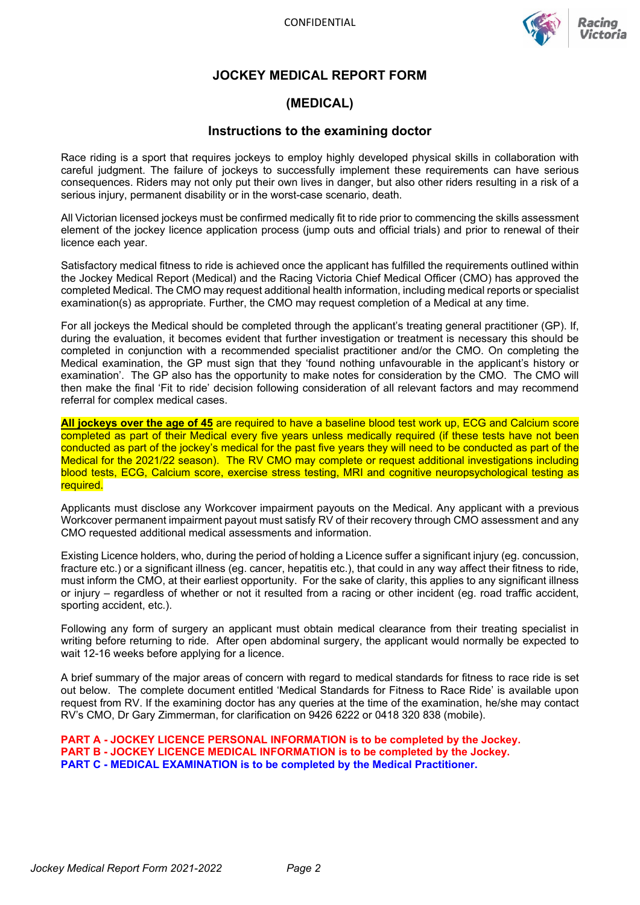CONFIDENTIAL

# JOCKEY MEDICAL REPORT FORM

## (MEDICAL)

### Instructions to the examining doctor

Race riding is a sport that requires jockeys to employ highly developed physical skills in collaboration with careful judgment. The failure of jockeys to successfully implement these requirements can have serious consequences. Riders may not only put their own lives in danger, but also other riders resulting in a risk of a serious injury, permanent disability or in the worst-case scenario, death.

All Victorian licensed jockeys must be confirmed medically fit to ride prior to commencing the skills assessment element of the jockey licence application process (jump outs and official trials) and prior to renewal of their licence each year.

Satisfactory medical fitness to ride is achieved once the applicant has fulfilled the requirements outlined within the Jockey Medical Report (Medical) and the Racing Victoria Chief Medical Officer (CMO) has approved the completed Medical. The CMO may request additional health information, including medical reports or specialist examination(s) as appropriate. Further, the CMO may request completion of a Medical at any time.

For all jockeys the Medical should be completed through the applicant's treating general practitioner (GP). If, during the evaluation, it becomes evident that further investigation or treatment is necessary this should be completed in conjunction with a recommended specialist practitioner and/or the CMO. On completing the Medical examination, the GP must sign that they 'found nothing unfavourable in the applicant's history or examination'. The GP also has the opportunity to make notes for consideration by the CMO. The CMO will then make the final 'Fit to ride' decision following consideration of all relevant factors and may recommend referral for complex medical cases.

**<u>All jockeys over the age of 45</u>** are required to have a baseline blood test work up, ECG and Calcium score completed as part of their Medical every five years unless medically required (if these tests have not been conducted as part of the jockey's medical for the past five years they will need to be conducted as part of the Medical for the 2021/22 season). The RV CMO may complete or request additional investigations including blood tests, ECG, Calcium score, exercise stress testing, MRI and cognitive neuropsychological testing as required.

Applicants must disclose any Workcover impairment payouts on the Medical. Any applicant with a previous Workcover permanent impairment payout must satisfy RV of their recovery through CMO assessment and any CMO requested additional medical assessments and information.

Existing Licence holders, who, during the period of holding a Licence suffer a significant injury (eg. concussion, fracture etc.) or a significant illness (eg. cancer, hepatitis etc.), that could in any way affect their fitness to ride, must inform the CMO, at their earliest opportunity. For the sake of clarity, this applies to any significant illness or injury – regardless of whether or not it resulted from a racing or other incident (eg. road traffic accident, sporting accident, etc.).

Following any form of surgery an applicant must obtain medical clearance from their treating specialist in writing before returning to ride. After open abdominal surgery, the applicant would normally be expected to wait 12-16 weeks before applying for a licence.

A brief summary of the major areas of concern with regard to medical standards for fitness to race ride is set out below. The complete document entitled 'Medical Standards for Fitness to Race Ride' is available upon request from RV. If the examining doctor has any queries at the time of the examination, he/she may contact RV's CMO, Dr Gary Zimmerman, for clarification on 9426 6222 or 0418 320 838 (mobile).

**PART A - JOCKEY LICENCE PERSONAL INFORMATION is to be completed by the Jockey.**
**PART B - JOCKEY LICENCE MEDICAL INFORMATION is to be completed by the Jockey.**
**PART C - MEDICAL EXAMINATION is to be completed by the Medical Practitioner.**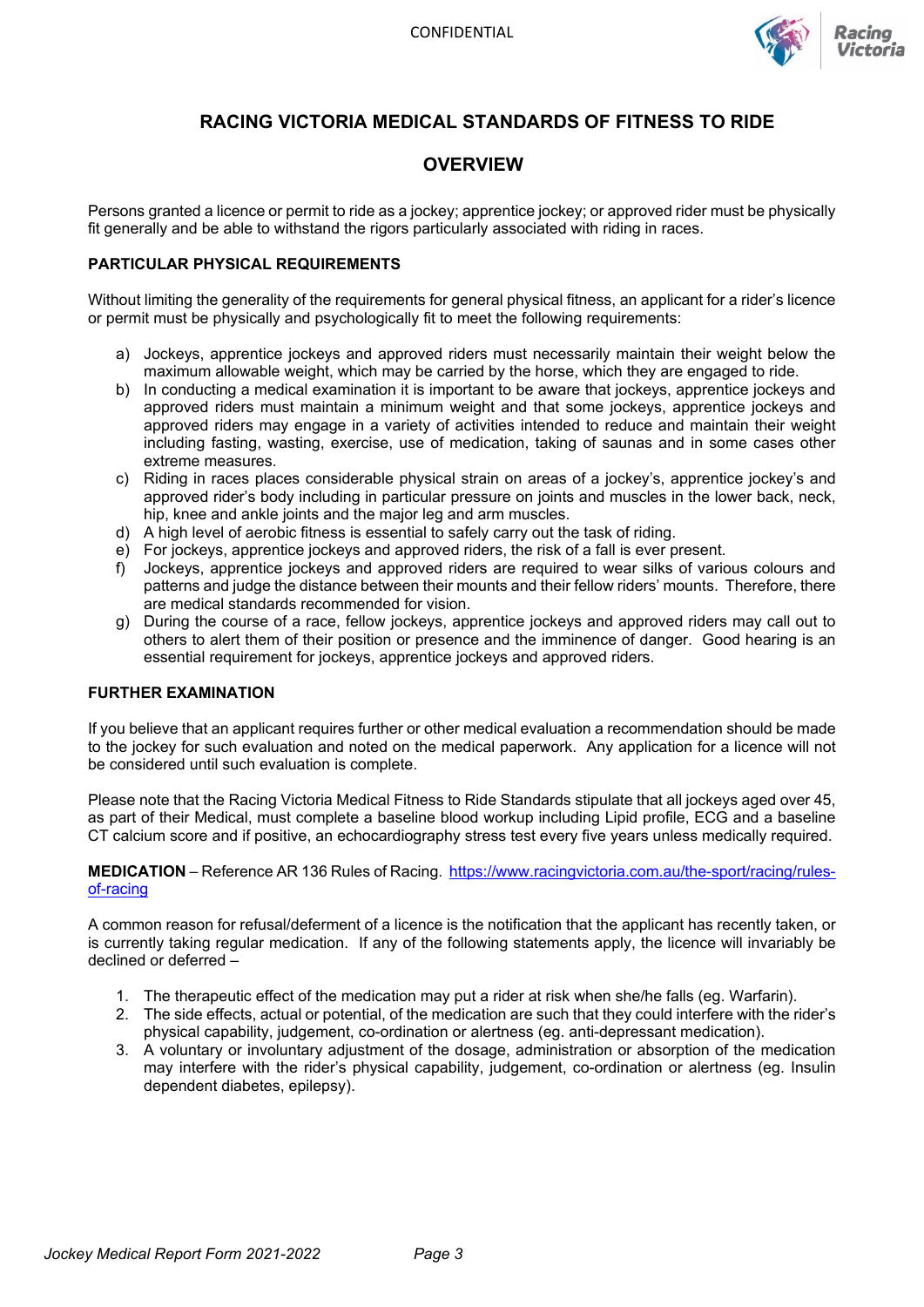# RACING VICTORIA MEDICAL STANDARDS OF FITNESS TO RIDE

## OVERVIEW

Persons granted a licence or permit to ride as a jockey; apprentice jockey; or approved rider must be physically fit generally and be able to withstand the rigors particularly associated with riding in races.

### PARTICULAR PHYSICAL REQUIREMENTS

Without limiting the generality of the requirements for general physical fitness, an applicant for a rider's licence or permit must be physically and psychologically fit to meet the following requirements:

a) Jockeys, apprentice jockeys and approved riders must necessarily maintain their weight below the maximum allowable weight, which may be carried by the horse, which they are engaged to ride.
b) In conducting a medical examination it is important to be aware that jockeys, apprentice jockeys and approved riders must maintain a minimum weight and that some jockeys, apprentice jockeys and approved riders may engage in a variety of activities intended to reduce and maintain their weight including fasting, wasting, exercise, use of medication, taking of saunas and in some cases other extreme measures.
c) Riding in races places considerable physical strain on areas of a jockey's, apprentice jockey's and approved rider's body including in particular pressure on joints and muscles in the lower back, neck, hip, knee and ankle joints and the major leg and arm muscles.
d) A high level of aerobic fitness is essential to safely carry out the task of riding.
e) For jockeys, apprentice jockeys and approved riders, the risk of a fall is ever present.
f) Jockeys, apprentice jockeys and approved riders are required to wear silks of various colours and patterns and judge the distance between their mounts and their fellow riders' mounts. Therefore, there are medical standards recommended for vision.
g) During the course of a race, fellow jockeys, apprentice jockeys and approved riders may call out to others to alert them of their position or presence and the imminence of danger. Good hearing is an essential requirement for jockeys, apprentice jockeys and approved riders.

### FURTHER EXAMINATION

If you believe that an applicant requires further or other medical evaluation a recommendation should be made to the jockey for such evaluation and noted on the medical paperwork. Any application for a licence will not be considered until such evaluation is complete.

Please note that the Racing Victoria Medical Fitness to Ride Standards stipulate that all jockeys aged over 45, as part of their Medical, must complete a baseline blood workup including Lipid profile, ECG and a baseline CT calcium score and if positive, an echocardiography stress test every five years unless medically required.

**MEDICATION** – Reference AR 136 Rules of Racing. [https://www.racingvictoria.com.au/the-sport/racing/rules-of-racing](https://www.racingvictoria.com.au/the-sport/racing/rules-of-racing)

A common reason for refusal/deferment of a licence is the notification that the applicant has recently taken, or is currently taking regular medication. If any of the following statements apply, the licence will invariably be declined or deferred –

1. The therapeutic effect of the medication may put a rider at risk when she/he falls (eg. Warfarin).
2. The side effects, actual or potential, of the medication are such that they could interfere with the rider's physical capability, judgement, co-ordination or alertness (eg. anti-depressant medication).
3. A voluntary or involuntary adjustment of the dosage, administration or absorption of the medication may interfere with the rider's physical capability, judgement, co-ordination or alertness (eg. Insulin dependent diabetes, epilepsy).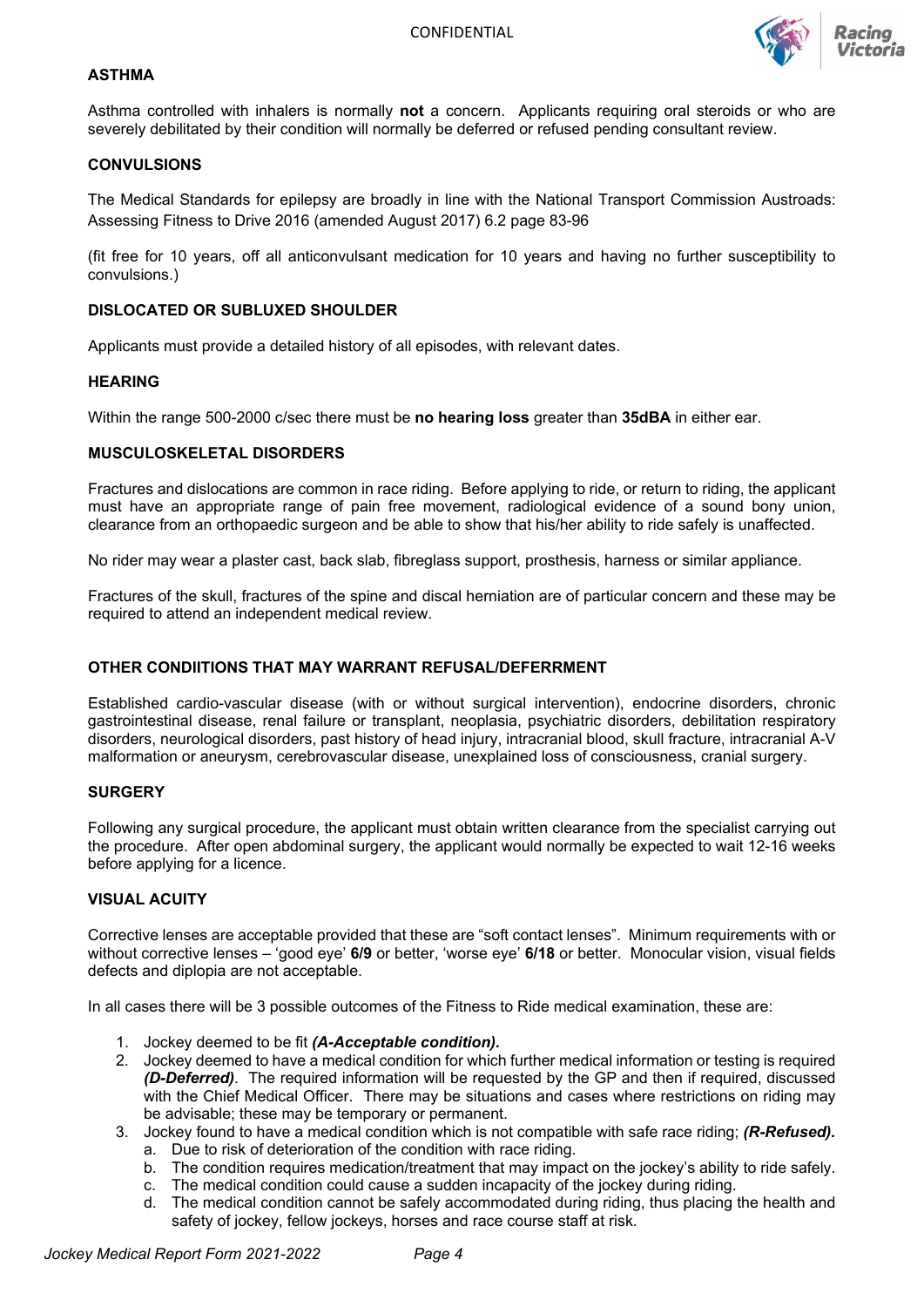### ASTHMA

Asthma controlled with inhalers is normally **not** a concern. Applicants requiring oral steroids or who are severely debilitated by their condition will normally be deferred or refused pending consultant review.

### CONVULSIONS

The Medical Standards for epilepsy are broadly in line with the National Transport Commission Austroads: Assessing Fitness to Drive 2016 (amended August 2017) 6.2 page 83-96

(fit free for 10 years, off all anticonvulsant medication for 10 years and having no further susceptibility to convulsions.)

### DISLOCATED OR SUBLUXED SHOULDER

Applicants must provide a detailed history of all episodes, with relevant dates.

### HEARING

Within the range 500-2000 c/sec there must be **no hearing loss** greater than **35dBA** in either ear.

### MUSCULOSKELETAL DISORDERS

Fractures and dislocations are common in race riding. Before applying to ride, or return to riding, the applicant must have an appropriate range of pain free movement, radiological evidence of a sound bony union, clearance from an orthopaedic surgeon and be able to show that his/her ability to ride safely is unaffected.

No rider may wear a plaster cast, back slab, fibreglass support, prosthesis, harness or similar appliance.

Fractures of the skull, fractures of the spine and discal herniation are of particular concern and these may be required to attend an independent medical review.

### OTHER CONDIITIONS THAT MAY WARRANT REFUSAL/DEFERRMENT

Established cardio-vascular disease (with or without surgical intervention), endocrine disorders, chronic gastrointestinal disease, renal failure or transplant, neoplasia, psychiatric disorders, debilitation respiratory disorders, neurological disorders, past history of head injury, intracranial blood, skull fracture, intracranial A-V malformation or aneurysm, cerebrovascular disease, unexplained loss of consciousness, cranial surgery.

### SURGERY

Following any surgical procedure, the applicant must obtain written clearance from the specialist carrying out the procedure. After open abdominal surgery, the applicant would normally be expected to wait 12-16 weeks before applying for a licence.

### VISUAL ACUITY

Corrective lenses are acceptable provided that these are "soft contact lenses". Minimum requirements with or without corrective lenses – 'good eye' **6/9** or better, 'worse eye' **6/18** or better. Monocular vision, visual fields defects and diplopia are not acceptable.

In all cases there will be 3 possible outcomes of the Fitness to Ride medical examination, these are:

1. Jockey deemed to be fit ***(A-Acceptable condition).***
2. Jockey deemed to have a medical condition for which further medical information or testing is required ***(D-Deferred)***. The required information will be requested by the GP and then if required, discussed with the Chief Medical Officer. There may be situations and cases where restrictions on riding may be advisable; these may be temporary or permanent.
3. Jockey found to have a medical condition which is not compatible with safe race riding; ***(R-Refused).***
   a. Due to risk of deterioration of the condition with race riding.
   b. The condition requires medication/treatment that may impact on the jockey's ability to ride safely.
   c. The medical condition could cause a sudden incapacity of the jockey during riding.
   d. The medical condition cannot be safely accommodated during riding, thus placing the health and safety of jockey, fellow jockeys, horses and race course staff at risk.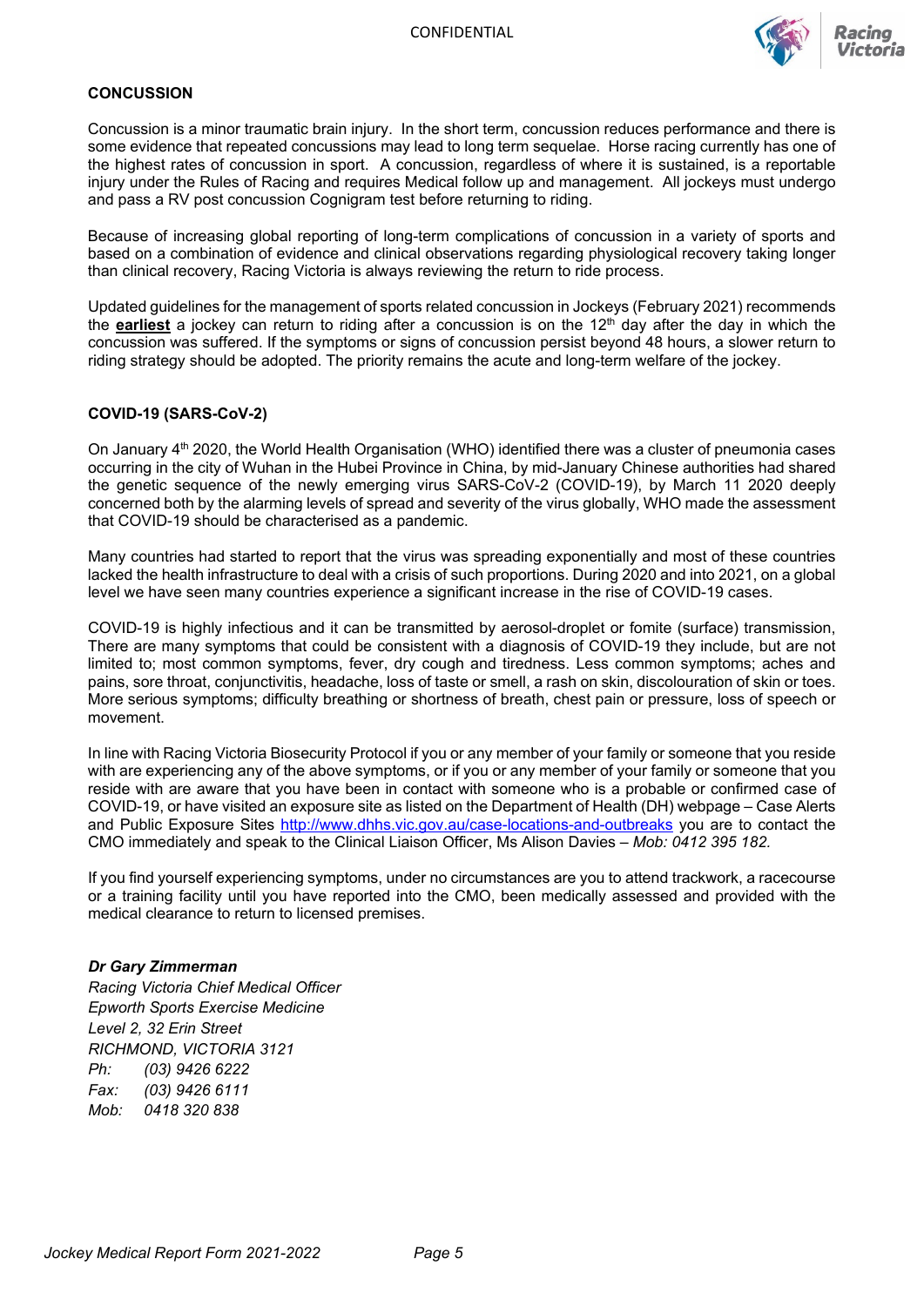## CONCUSSION

Concussion is a minor traumatic brain injury. In the short term, concussion reduces performance and there is some evidence that repeated concussions may lead to long term sequelae. Horse racing currently has one of the highest rates of concussion in sport. A concussion, regardless of where it is sustained, is a reportable injury under the Rules of Racing and requires Medical follow up and management. All jockeys must undergo and pass a RV post concussion Cognigram test before returning to riding.

Because of increasing global reporting of long-term complications of concussion in a variety of sports and based on a combination of evidence and clinical observations regarding physiological recovery taking longer than clinical recovery, Racing Victoria is always reviewing the return to ride process.

Updated guidelines for the management of sports related concussion in Jockeys (February 2021) recommends the **earliest** a jockey can return to riding after a concussion is on the 12th day after the day in which the concussion was suffered. If the symptoms or signs of concussion persist beyond 48 hours, a slower return to riding strategy should be adopted. The priority remains the acute and long-term welfare of the jockey.

## COVID-19 (SARS-CoV-2)

On January 4th 2020, the World Health Organisation (WHO) identified there was a cluster of pneumonia cases occurring in the city of Wuhan in the Hubei Province in China, by mid-January Chinese authorities had shared the genetic sequence of the newly emerging virus SARS-CoV-2 (COVID-19), by March 11 2020 deeply concerned both by the alarming levels of spread and severity of the virus globally, WHO made the assessment that COVID-19 should be characterised as a pandemic.

Many countries had started to report that the virus was spreading exponentially and most of these countries lacked the health infrastructure to deal with a crisis of such proportions. During 2020 and into 2021, on a global level we have seen many countries experience a significant increase in the rise of COVID-19 cases.

COVID-19 is highly infectious and it can be transmitted by aerosol-droplet or fomite (surface) transmission, There are many symptoms that could be consistent with a diagnosis of COVID-19 they include, but are not limited to; most common symptoms, fever, dry cough and tiredness. Less common symptoms; aches and pains, sore throat, conjunctivitis, headache, loss of taste or smell, a rash on skin, discolouration of skin or toes. More serious symptoms; difficulty breathing or shortness of breath, chest pain or pressure, loss of speech or movement.

In line with Racing Victoria Biosecurity Protocol if you or any member of your family or someone that you reside with are experiencing any of the above symptoms, or if you or any member of your family or someone that you reside with are aware that you have been in contact with someone who is a probable or confirmed case of COVID-19, or have visited an exposure site as listed on the Department of Health (DH) webpage – Case Alerts and Public Exposure Sites http://www.dhhs.vic.gov.au/case-locations-and-outbreaks you are to contact the CMO immediately and speak to the Clinical Liaison Officer, Ms Alison Davies – *Mob: 0412 395 182.*

If you find yourself experiencing symptoms, under no circumstances are you to attend trackwork, a racecourse or a training facility until you have reported into the CMO, been medically assessed and provided with the medical clearance to return to licensed premises.

***Dr Gary Zimmerman***
*Racing Victoria Chief Medical Officer*
*Epworth Sports Exercise Medicine*
*Level 2, 32 Erin Street*
*RICHMOND, VICTORIA 3121*
*Ph: (03) 9426 6222*
*Fax: (03) 9426 6111*
*Mob: 0418 320 838*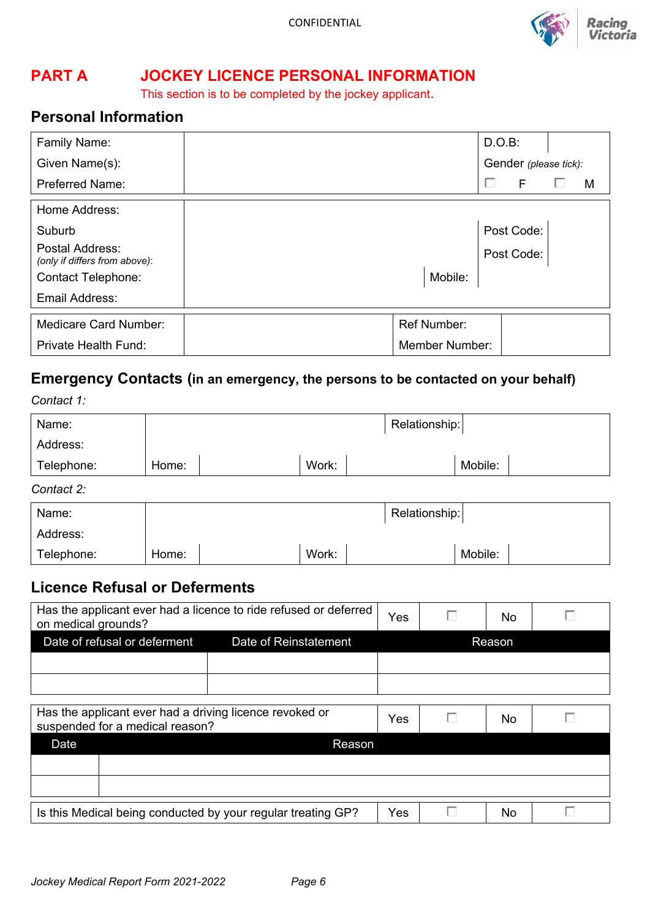CONFIDENTIAL

# PART A JOCKEY LICENCE PERSONAL INFORMATION

This section is to be completed by the jockey applicant.

## Personal Information

| | | | |
|---|---|---|---|
| Family Name: | | D.O.B: | |
| Given Name(s): | | Gender *(please tick)*: | |
| Preferred Name: | | ☐ F | ☐ M |

| | | | |
|---|---|---|---|
| Home Address: | | | |
| Suburb | | Post Code: | |
| Postal Address: *(only if differs from above)*: | | Post Code: | |
| Contact Telephone: | | Mobile: | |
| Email Address: | | | |

| | | | |
|---|---|---|---|
| Medicare Card Number: | | Ref Number: | |
| Private Health Fund: | | Member Number: | |

## Emergency Contacts (in an emergency, the persons to be contacted on your behalf)

*Contact 1:*

| | | | | | | |
|---|---|---|---|---|---|---|
| Name: | | | | Relationship: | | |
| Address: | | | | | | |
| Telephone: | Home: | | Work: | | Mobile: | |

*Contact 2:*

| | | | | | | |
|---|---|---|---|---|---|---|
| Name: | | | | Relationship: | | |
| Address: | | | | | | |
| Telephone: | Home: | | Work: | | Mobile: | |

## Licence Refusal or Deferments

| Has the applicant ever had a licence to ride refused or deferred on medical grounds? | | Yes ☐ | No ☐ |
|---|---|---|---|
| **Date of refusal or deferment** | **Date of Reinstatement** | **Reason** | |
| | | | |
| | | | |

| Has the applicant ever had a driving licence revoked or suspended for a medical reason? | Yes ☐ | No ☐ |
|---|---|---|
| **Date** | **Reason** | |
| | | |
| | | |

| Is this Medical being conducted by your regular treating GP? | Yes ☐ | No ☐ |
|---|---|---|

*Jockey Medical Report Form 2021-2022*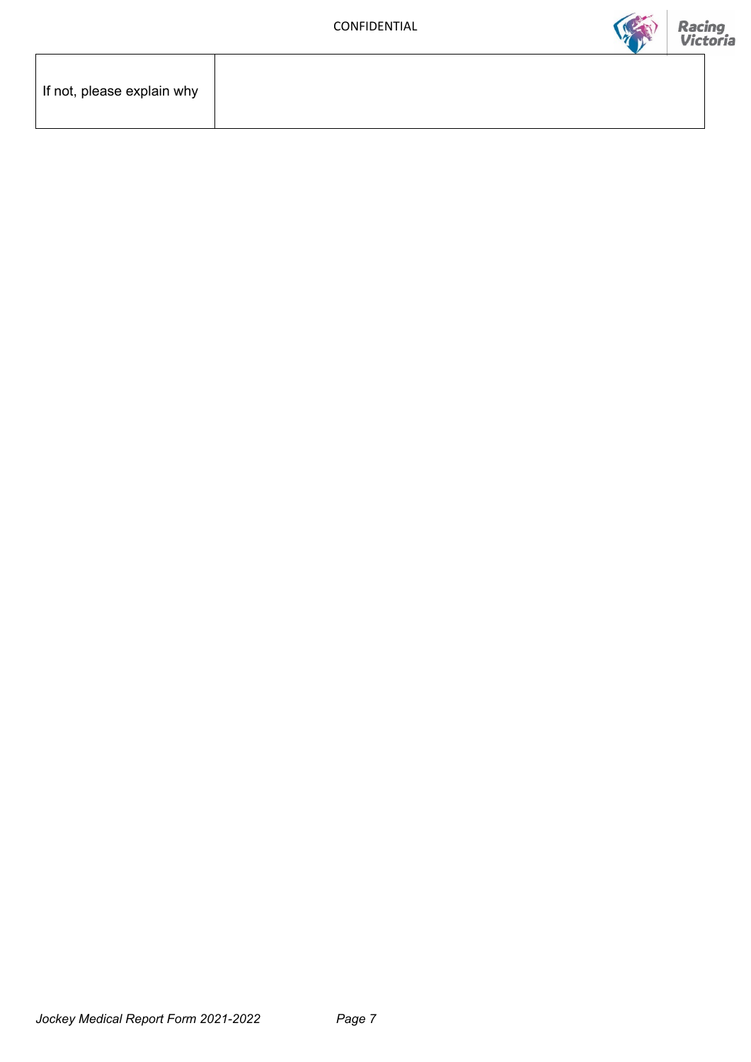| If not, please explain why | |
|---|---|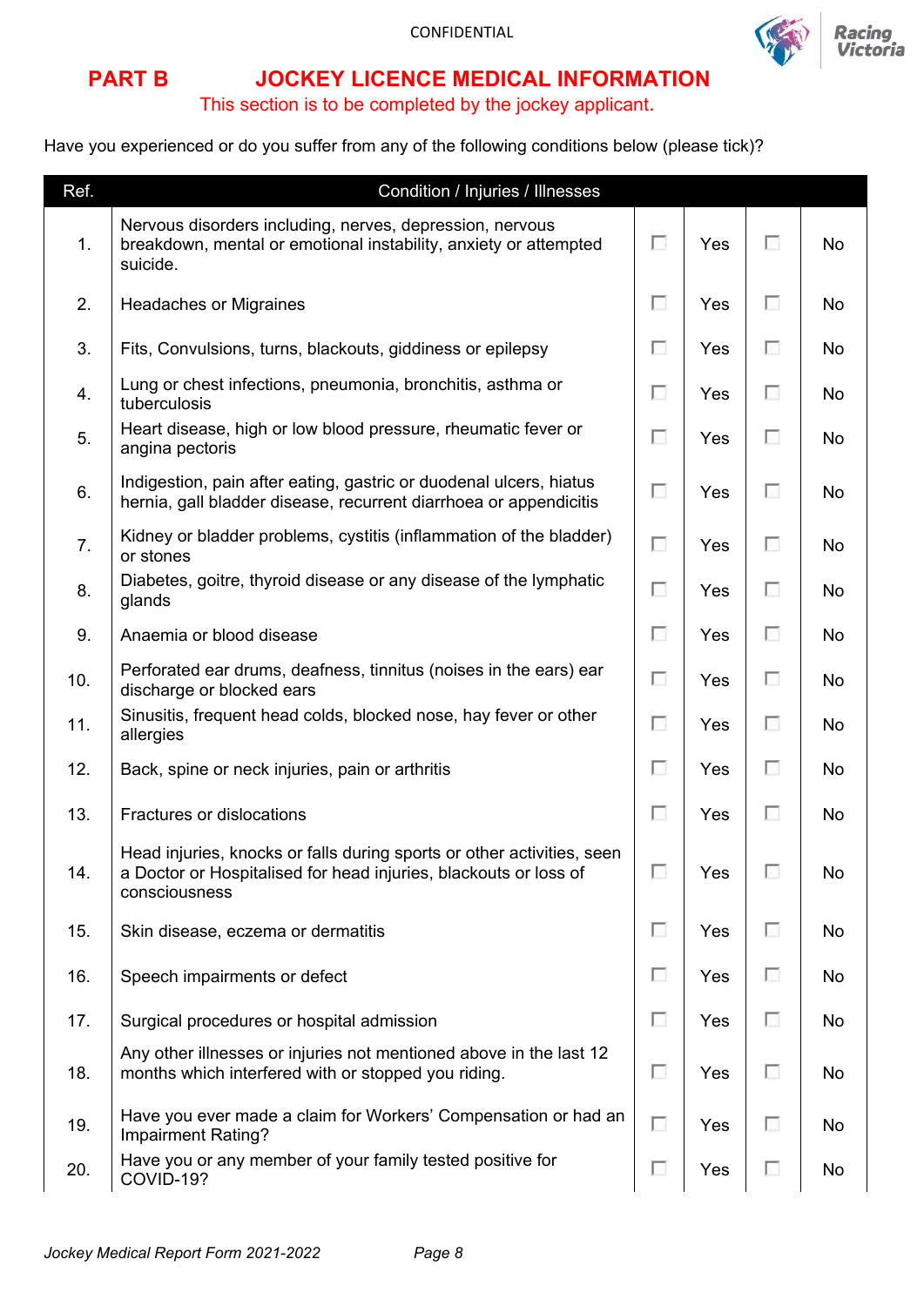CONFIDENTIAL

## PART B JOCKEY LICENCE MEDICAL INFORMATION

This section is to be completed by the jockey applicant.

Have you experienced or do you suffer from any of the following conditions below (please tick)?

| Ref. | Condition / Injuries / Illnesses | | | | |
|---|---|---|---|---|---|
| 1. | Nervous disorders including, nerves, depression, nervous breakdown, mental or emotional instability, anxiety or attempted suicide. | ☐ | Yes | ☐ | No |
| 2. | Headaches or Migraines | ☐ | Yes | ☐ | No |
| 3. | Fits, Convulsions, turns, blackouts, giddiness or epilepsy | ☐ | Yes | ☐ | No |
| 4. | Lung or chest infections, pneumonia, bronchitis, asthma or tuberculosis | ☐ | Yes | ☐ | No |
| 5. | Heart disease, high or low blood pressure, rheumatic fever or angina pectoris | ☐ | Yes | ☐ | No |
| 6. | Indigestion, pain after eating, gastric or duodenal ulcers, hiatus hernia, gall bladder disease, recurrent diarrhoea or appendicitis | ☐ | Yes | ☐ | No |
| 7. | Kidney or bladder problems, cystitis (inflammation of the bladder) or stones | ☐ | Yes | ☐ | No |
| 8. | Diabetes, goitre, thyroid disease or any disease of the lymphatic glands | ☐ | Yes | ☐ | No |
| 9. | Anaemia or blood disease | ☐ | Yes | ☐ | No |
| 10. | Perforated ear drums, deafness, tinnitus (noises in the ears) ear discharge or blocked ears | ☐ | Yes | ☐ | No |
| 11. | Sinusitis, frequent head colds, blocked nose, hay fever or other allergies | ☐ | Yes | ☐ | No |
| 12. | Back, spine or neck injuries, pain or arthritis | ☐ | Yes | ☐ | No |
| 13. | Fractures or dislocations | ☐ | Yes | ☐ | No |
| 14. | Head injuries, knocks or falls during sports or other activities, seen a Doctor or Hospitalised for head injuries, blackouts or loss of consciousness | ☐ | Yes | ☐ | No |
| 15. | Skin disease, eczema or dermatitis | ☐ | Yes | ☐ | No |
| 16. | Speech impairments or defect | ☐ | Yes | ☐ | No |
| 17. | Surgical procedures or hospital admission | ☐ | Yes | ☐ | No |
| 18. | Any other illnesses or injuries not mentioned above in the last 12 months which interfered with or stopped you riding. | ☐ | Yes | ☐ | No |
| 19. | Have you ever made a claim for Workers' Compensation or had an Impairment Rating? | ☐ | Yes | ☐ | No |
| 20. | Have you or any member of your family tested positive for COVID-19? | ☐ | Yes | ☐ | No |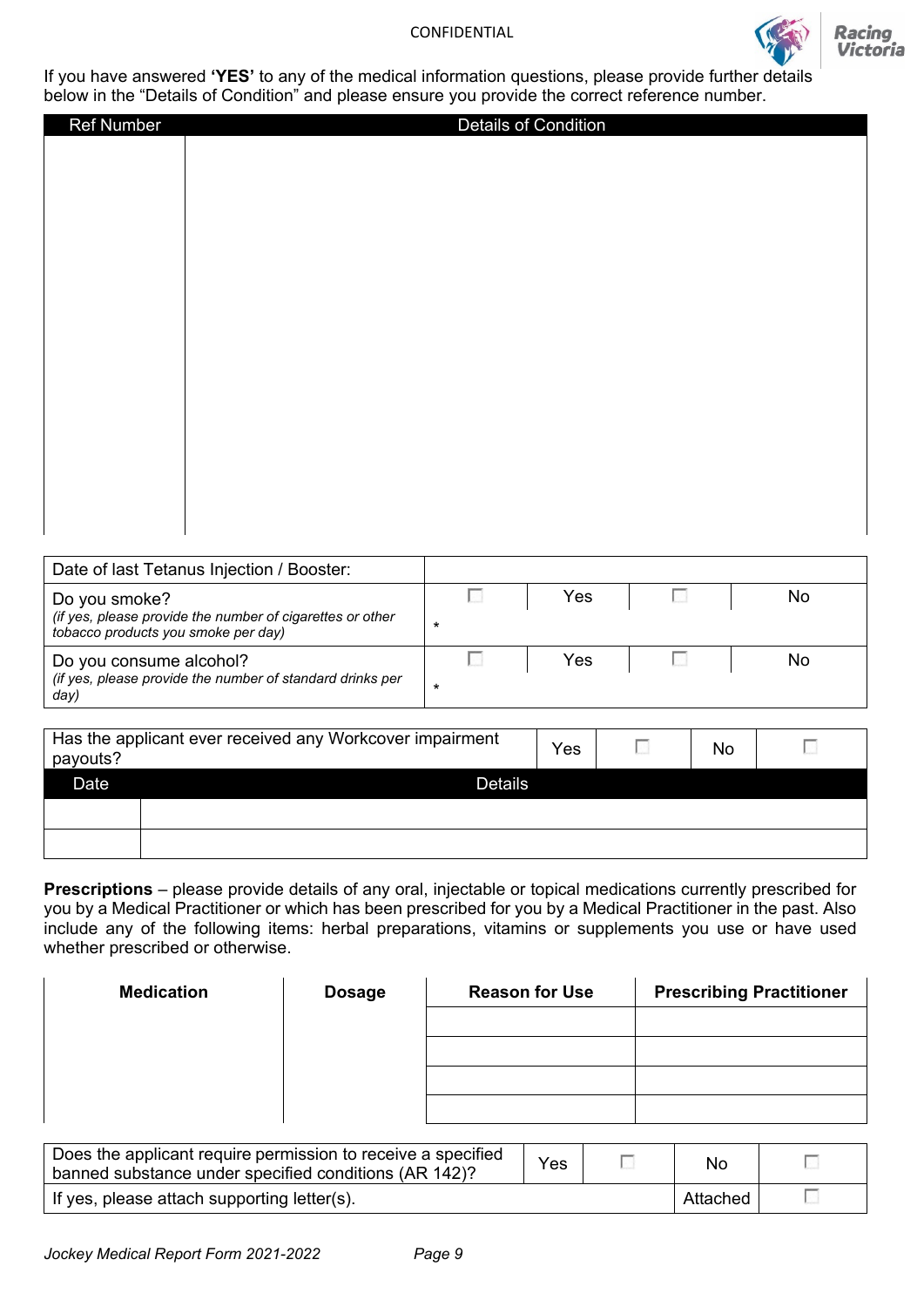If you have answered **'YES'** to any of the medical information questions, please provide further details below in the "Details of Condition" and please ensure you provide the correct reference number.

| Ref Number | Details of Condition |
|---|---|
| | |

| Date of last Tetanus Injection / Booster: | | | | |
|---|---|---|---|---|
| Do you smoke?<br>*(if yes, please provide the number of cigarettes or other tobacco products you smoke per day)* | ☐ * | Yes | ☐ | No |
| Do you consume alcohol?<br>*(if yes, please provide the number of standard drinks per day)* | ☐ * | Yes | ☐ | No |

| Has the applicant ever received any Workcover impairment payouts? | Yes | ☐ | No | ☐ |
|---|---|---|---|---|
| **Date** | **Details** | | | |
| | | | | |
| | | | | |

**Prescriptions** – please provide details of any oral, injectable or topical medications currently prescribed for you by a Medical Practitioner or which has been prescribed for you by a Medical Practitioner in the past. Also include any of the following items: herbal preparations, vitamins or supplements you use or have used whether prescribed or otherwise.

| Medication | Dosage | Reason for Use | Prescribing Practitioner |
|---|---|---|---|
| | | | |
| | | | |
| | | | |
| | | | |

| Does the applicant require permission to receive a specified banned substance under specified conditions (AR 142)? | Yes | ☐ | No | ☐ |
|---|---|---|---|---|
| If yes, please attach supporting letter(s). | | | Attached | ☐ |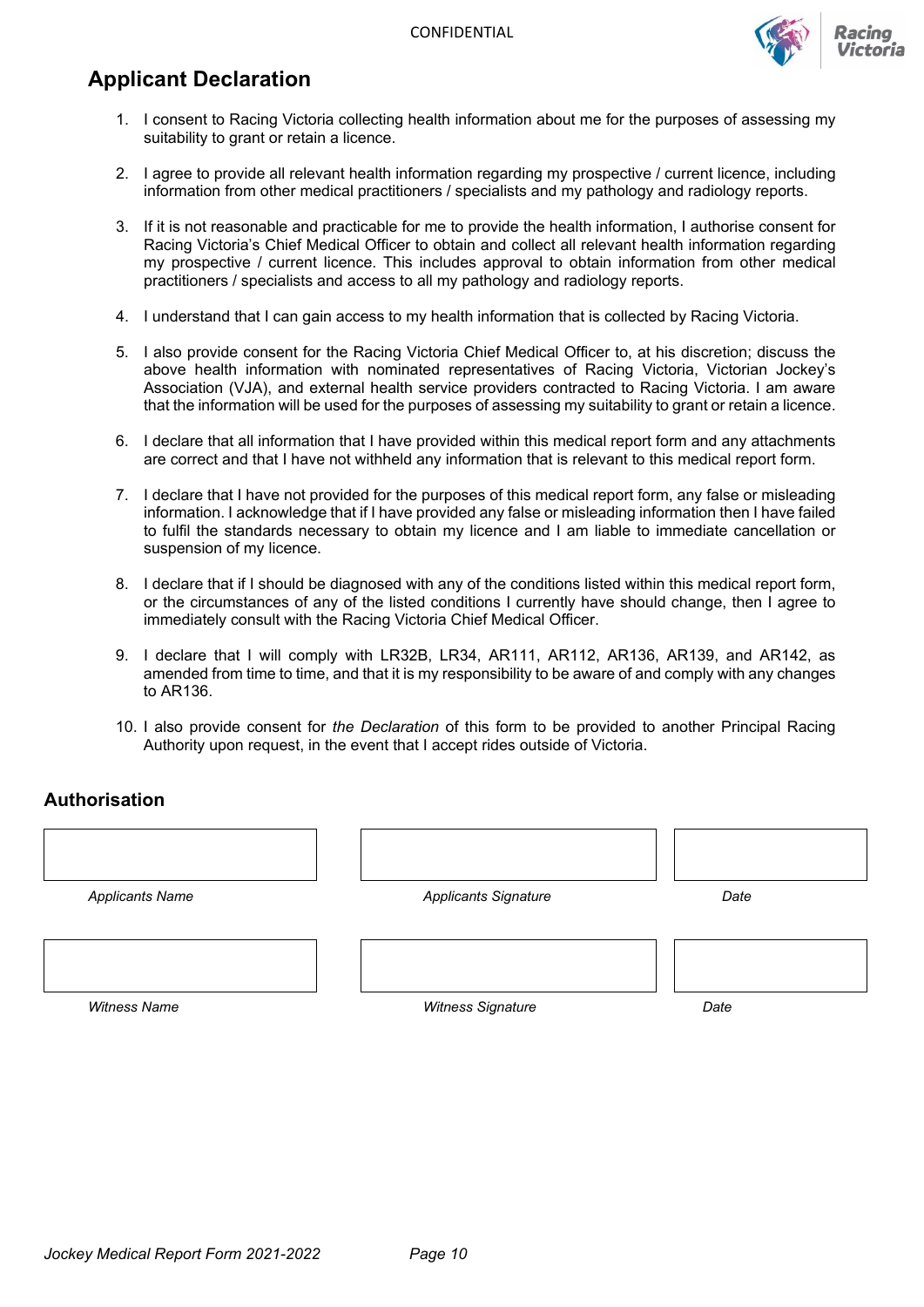## Applicant Declaration

1. I consent to Racing Victoria collecting health information about me for the purposes of assessing my suitability to grant or retain a licence.

2. I agree to provide all relevant health information regarding my prospective / current licence, including information from other medical practitioners / specialists and my pathology and radiology reports.

3. If it is not reasonable and practicable for me to provide the health information, I authorise consent for Racing Victoria's Chief Medical Officer to obtain and collect all relevant health information regarding my prospective / current licence. This includes approval to obtain information from other medical practitioners / specialists and access to all my pathology and radiology reports.

4. I understand that I can gain access to my health information that is collected by Racing Victoria.

5. I also provide consent for the Racing Victoria Chief Medical Officer to, at his discretion; discuss the above health information with nominated representatives of Racing Victoria, Victorian Jockey's Association (VJA), and external health service providers contracted to Racing Victoria. I am aware that the information will be used for the purposes of assessing my suitability to grant or retain a licence.

6. I declare that all information that I have provided within this medical report form and any attachments are correct and that I have not withheld any information that is relevant to this medical report form.

7. I declare that I have not provided for the purposes of this medical report form, any false or misleading information. I acknowledge that if I have provided any false or misleading information then I have failed to fulfil the standards necessary to obtain my licence and I am liable to immediate cancellation or suspension of my licence.

8. I declare that if I should be diagnosed with any of the conditions listed within this medical report form, or the circumstances of any of the listed conditions I currently have should change, then I agree to immediately consult with the Racing Victoria Chief Medical Officer.

9. I declare that I will comply with LR32B, LR34, AR111, AR112, AR136, AR139, and AR142, as amended from time to time, and that it is my responsibility to be aware of and comply with any changes to AR136.

10. I also provide consent for *the Declaration* of this form to be provided to another Principal Racing Authority upon request, in the event that I accept rides outside of Victoria.

### Authorisation

| | | |
|---|---|---|
| | | |
| *Applicants Name* | *Applicants Signature* | *Date* |
| | | |
| *Witness Name* | *Witness Signature* | *Date* |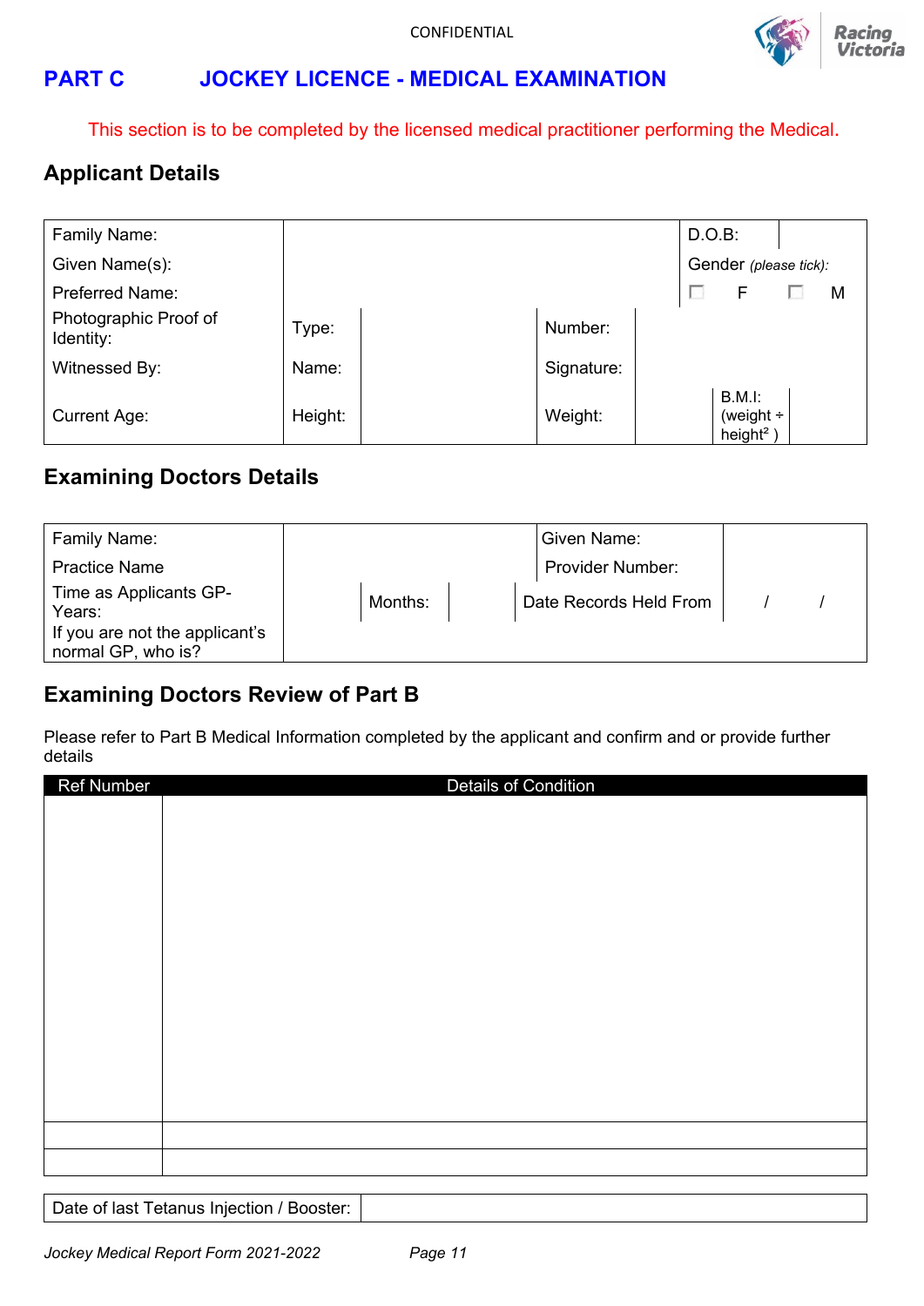CONFIDENTIAL

## PART C JOCKEY LICENCE - MEDICAL EXAMINATION

This section is to be completed by the licensed medical practitioner performing the Medical.

### Applicant Details

| Family Name: | | | | D.O.B: | |
|---|---|---|---|---|---|
| Given Name(s): | | | | Gender *(please tick)*: | |
| Preferred Name: | | | | ☐ F | ☐ M |
| Photographic Proof of Identity: | Type: | | Number: | | |
| Witnessed By: | Name: | | Signature: | | |
| Current Age: | Height: | | Weight: | B.M.I: (weight ÷ $height^2$ ) | |

### Examining Doctors Details

| Family Name: | | | Given Name: | |
|---|---|---|---|---|
| Practice Name | | | Provider Number: | |
| Time as Applicants GP- Years: | Months: | | Date Records Held From | / / |
| If you are not the applicant's normal GP, who is? | | | | |

### Examining Doctors Review of Part B

Please refer to Part B Medical Information completed by the applicant and confirm and or provide further details

| Ref Number | Details of Condition |
|---|---|
| | |
| | |
| | |

| Date of last Tetanus Injection / Booster: | |
|---|---|

*Jockey Medical Report Form 2021-2022*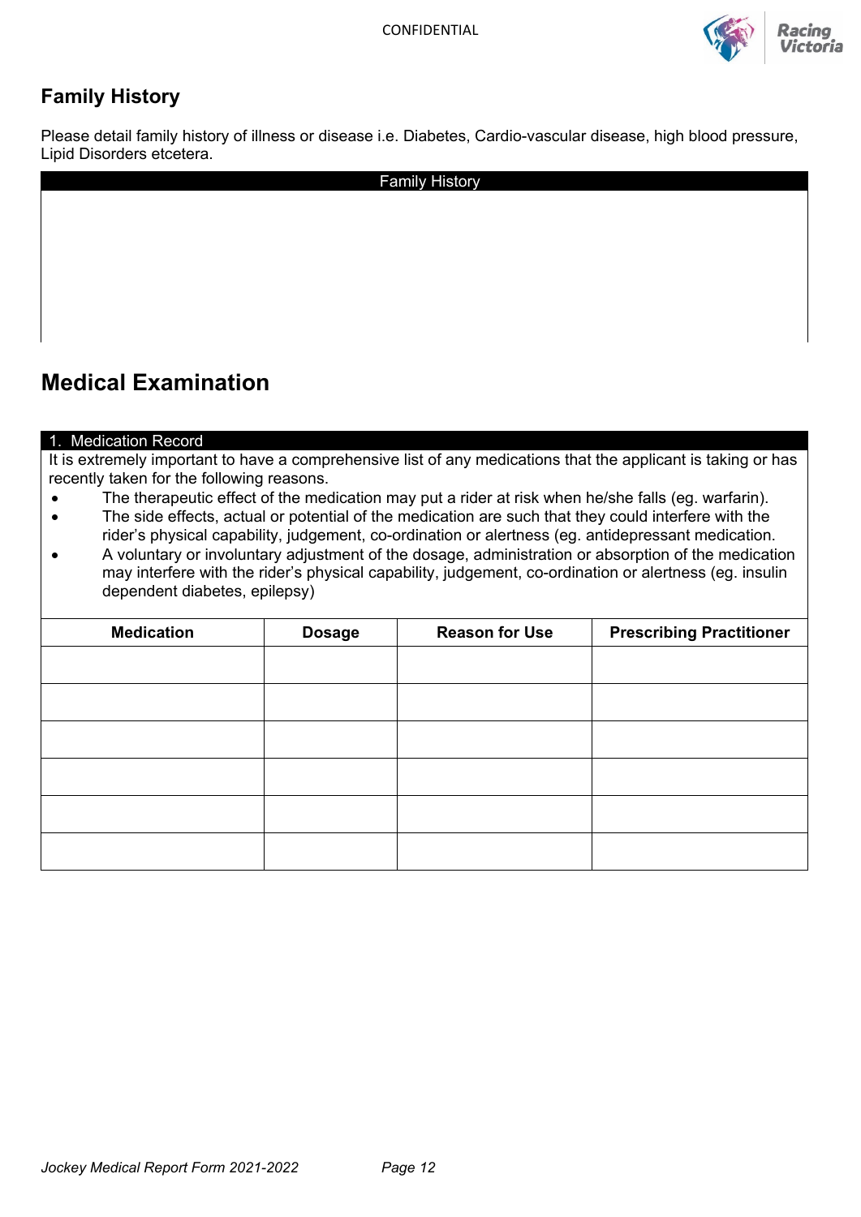## Family History

Please detail family history of illness or disease i.e. Diabetes, Cardio-vascular disease, high blood pressure, Lipid Disorders etcetera.

| Family History |
|---|
| |

# Medical Examination

**1. Medication Record**

It is extremely important to have a comprehensive list of any medications that the applicant is taking or has recently taken for the following reasons.

- The therapeutic effect of the medication may put a rider at risk when he/she falls (eg. warfarin).
- The side effects, actual or potential of the medication are such that they could interfere with the rider's physical capability, judgement, co-ordination or alertness (eg. antidepressant medication.
- A voluntary or involuntary adjustment of the dosage, administration or absorption of the medication may interfere with the rider's physical capability, judgement, co-ordination or alertness (eg. insulin dependent diabetes, epilepsy)

| Medication | Dosage | Reason for Use | Prescribing Practitioner |
|---|---|---|---|
| | | | |
| | | | |
| | | | |
| | | | |
| | | | |
| | | | |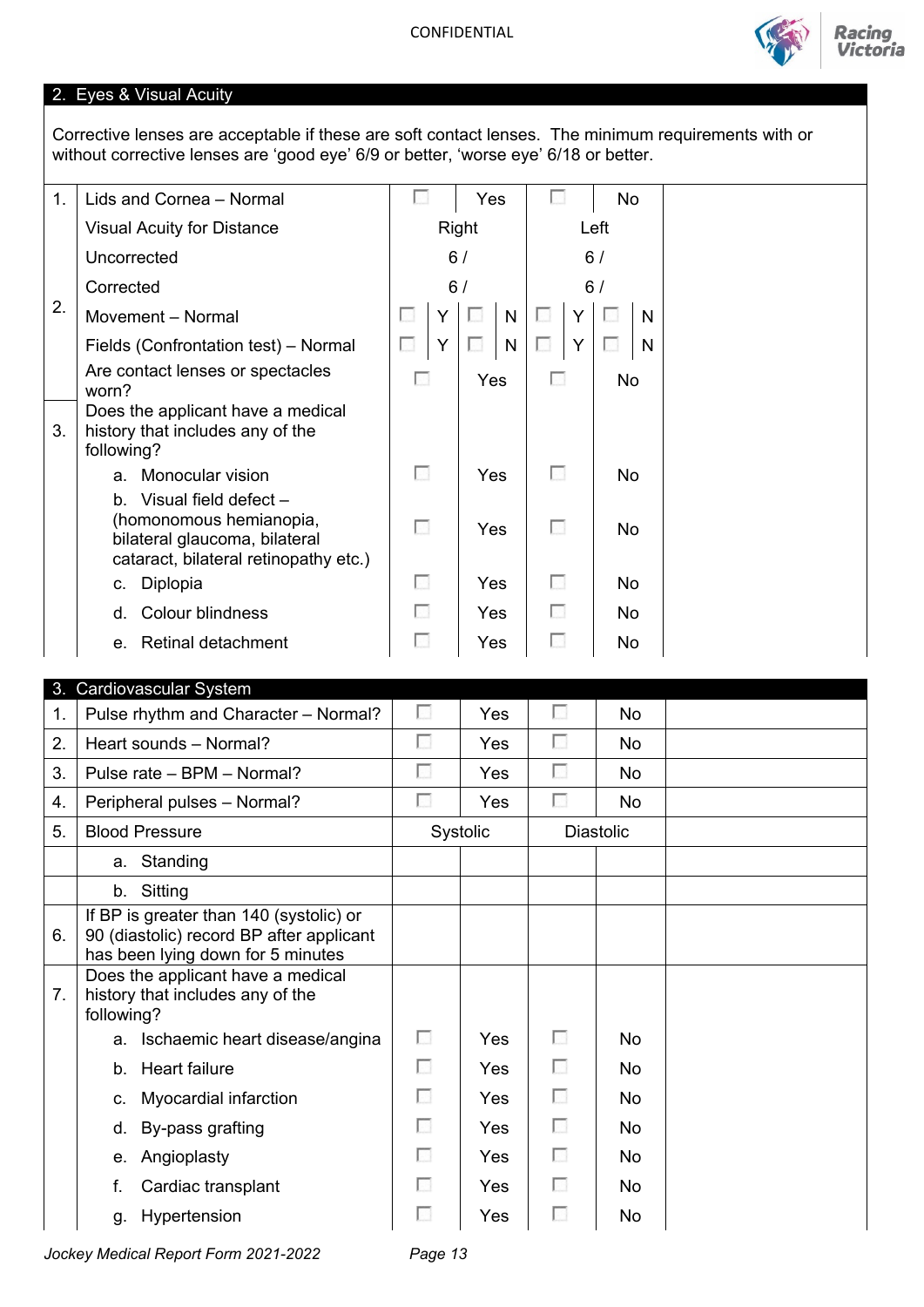CONFIDENTIAL

## 2. Eyes & Visual Acuity

Corrective lenses are acceptable if these are soft contact lenses. The minimum requirements with or without corrective lenses are 'good eye' 6/9 or better, 'worse eye' 6/18 or better.

| | | | | | | | | | | |
|---|---|---|---|---|---|---|---|---|---|---|
| 1. | Lids and Cornea – Normal | ☐ | Yes | | | ☐ | No | | | |
| | Visual Acuity for Distance | Right | | | | Left | | | | |
| | Uncorrected | 6 / | | | | 6 / | | | | |
| | Corrected | 6 / | | | | 6 / | | | | |
| 2. | Movement – Normal | ☐ | Y | ☐ | N | ☐ | Y | ☐ | N | |
| | Fields (Confrontation test) – Normal | ☐ | Y | ☐ | N | ☐ | Y | ☐ | N | |
| | Are contact lenses or spectacles worn? | ☐ | Yes | | | ☐ | No | | | |
| 3. | Does the applicant have a medical history that includes any of the following? | | | | | | | | | |
| | a. Monocular vision | ☐ | Yes | | | ☐ | No | | | |
| | b. Visual field defect – (homonomous hemianopia, bilateral glaucoma, bilateral cataract, bilateral retinopathy etc.) | ☐ | Yes | | | ☐ | No | | | |
| | c. Diplopia | ☐ | Yes | | | ☐ | No | | | |
| | d. Colour blindness | ☐ | Yes | | | ☐ | No | | | |
| | e. Retinal detachment | ☐ | Yes | | | ☐ | No | | | |

## 3. Cardiovascular System

| | | | | | | |
|---|---|---|---|---|---|---|
| 1. | Pulse rhythm and Character – Normal? | ☐ | Yes | ☐ | No | |
| 2. | Heart sounds – Normal? | ☐ | Yes | ☐ | No | |
| 3. | Pulse rate – BPM – Normal? | ☐ | Yes | ☐ | No | |
| 4. | Peripheral pulses – Normal? | ☐ | Yes | ☐ | No | |
| 5. | Blood Pressure | Systolic | | Diastolic | | |
| | a. Standing | | | | | |
| | b. Sitting | | | | | |
| 6. | If BP is greater than 140 (systolic) or 90 (diastolic) record BP after applicant has been lying down for 5 minutes | | | | | |
| 7. | Does the applicant have a medical history that includes any of the following? | | | | | |
| | a. Ischaemic heart disease/angina | ☐ | Yes | ☐ | No | |
| | b. Heart failure | ☐ | Yes | ☐ | No | |
| | c. Myocardial infarction | ☐ | Yes | ☐ | No | |
| | d. By-pass grafting | ☐ | Yes | ☐ | No | |
| | e. Angioplasty | ☐ | Yes | ☐ | No | |
| | f. Cardiac transplant | ☐ | Yes | ☐ | No | |
| | g. Hypertension | ☐ | Yes | ☐ | No | |

*Jockey Medical Report Form 2021-2022*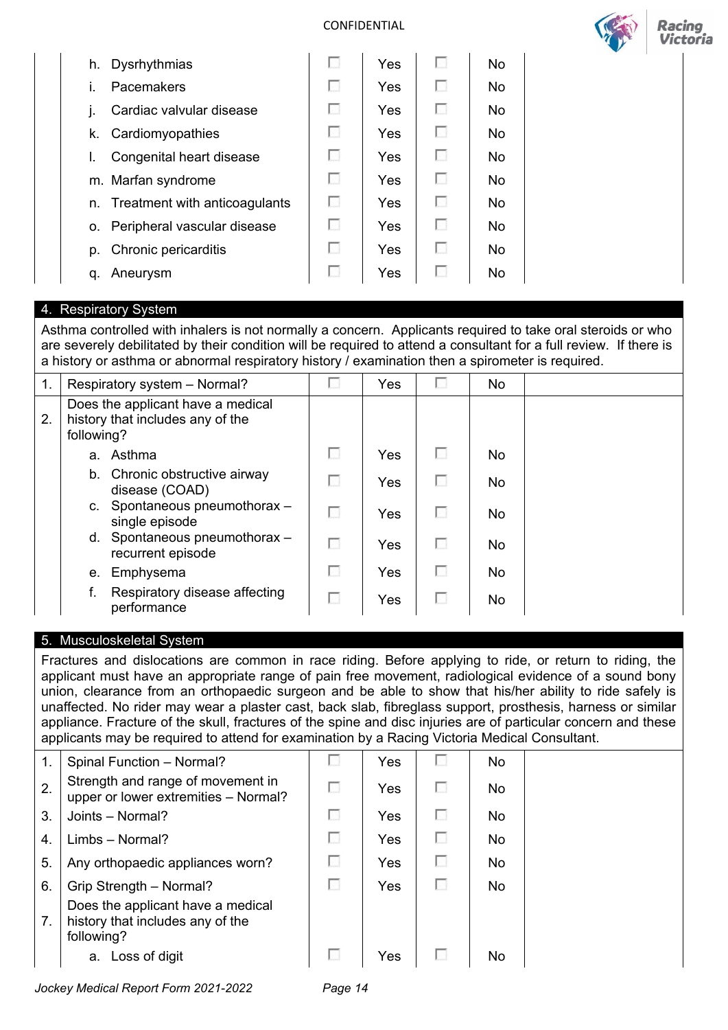| | | | | | |
|---|---|---|---|---|---|
| | h. Dysrhythmias | ☐ | Yes | ☐ | No |
| | i. Pacemakers | ☐ | Yes | ☐ | No |
| | j. Cardiac valvular disease | ☐ | Yes | ☐ | No |
| | k. Cardiomyopathies | ☐ | Yes | ☐ | No |
| | l. Congenital heart disease | ☐ | Yes | ☐ | No |
| | m. Marfan syndrome | ☐ | Yes | ☐ | No |
| | n. Treatment with anticoagulants | ☐ | Yes | ☐ | No |
| | o. Peripheral vascular disease | ☐ | Yes | ☐ | No |
| | p. Chronic pericarditis | ☐ | Yes | ☐ | No |
| | q. Aneurysm | ☐ | Yes | ☐ | No |

## 4. Respiratory System

Asthma controlled with inhalers is not normally a concern. Applicants required to take oral steroids or who are severely debilitated by their condition will be required to attend a consultant for a full review. If there is a history or asthma or abnormal respiratory history / examination then a spirometer is required.

| | | | | | |
|---|---|---|---|---|---|
| 1. | Respiratory system – Normal? | ☐ | Yes | ☐ | No |
| 2. | Does the applicant have a medical history that includes any of the following? | | | | |
| | a. Asthma | ☐ | Yes | ☐ | No |
| | b. Chronic obstructive airway disease (COAD) | ☐ | Yes | ☐ | No |
| | c. Spontaneous pneumothorax – single episode | ☐ | Yes | ☐ | No |
| | d. Spontaneous pneumothorax – recurrent episode | ☐ | Yes | ☐ | No |
| | e. Emphysema | ☐ | Yes | ☐ | No |
| | f. Respiratory disease affecting performance | ☐ | Yes | ☐ | No |

## 5. Musculoskeletal System

Fractures and dislocations are common in race riding. Before applying to ride, or return to riding, the applicant must have an appropriate range of pain free movement, radiological evidence of a sound bony union, clearance from an orthopaedic surgeon and be able to show that his/her ability to ride safely is unaffected. No rider may wear a plaster cast, back slab, fibreglass support, prosthesis, harness or similar appliance. Fracture of the skull, fractures of the spine and disc injuries are of particular concern and these applicants may be required to attend for examination by a Racing Victoria Medical Consultant.

| | | | | | |
|---|---|---|---|---|---|
| 1. | Spinal Function – Normal? | ☐ | Yes | ☐ | No |
| 2. | Strength and range of movement in upper or lower extremities – Normal? | ☐ | Yes | ☐ | No |
| 3. | Joints – Normal? | ☐ | Yes | ☐ | No |
| 4. | Limbs – Normal? | ☐ | Yes | ☐ | No |
| 5. | Any orthopaedic appliances worn? | ☐ | Yes | ☐ | No |
| 6. | Grip Strength – Normal? | ☐ | Yes | ☐ | No |
| 7. | Does the applicant have a medical history that includes any of the following? | | | | |
| | a. Loss of digit | ☐ | Yes | ☐ | No |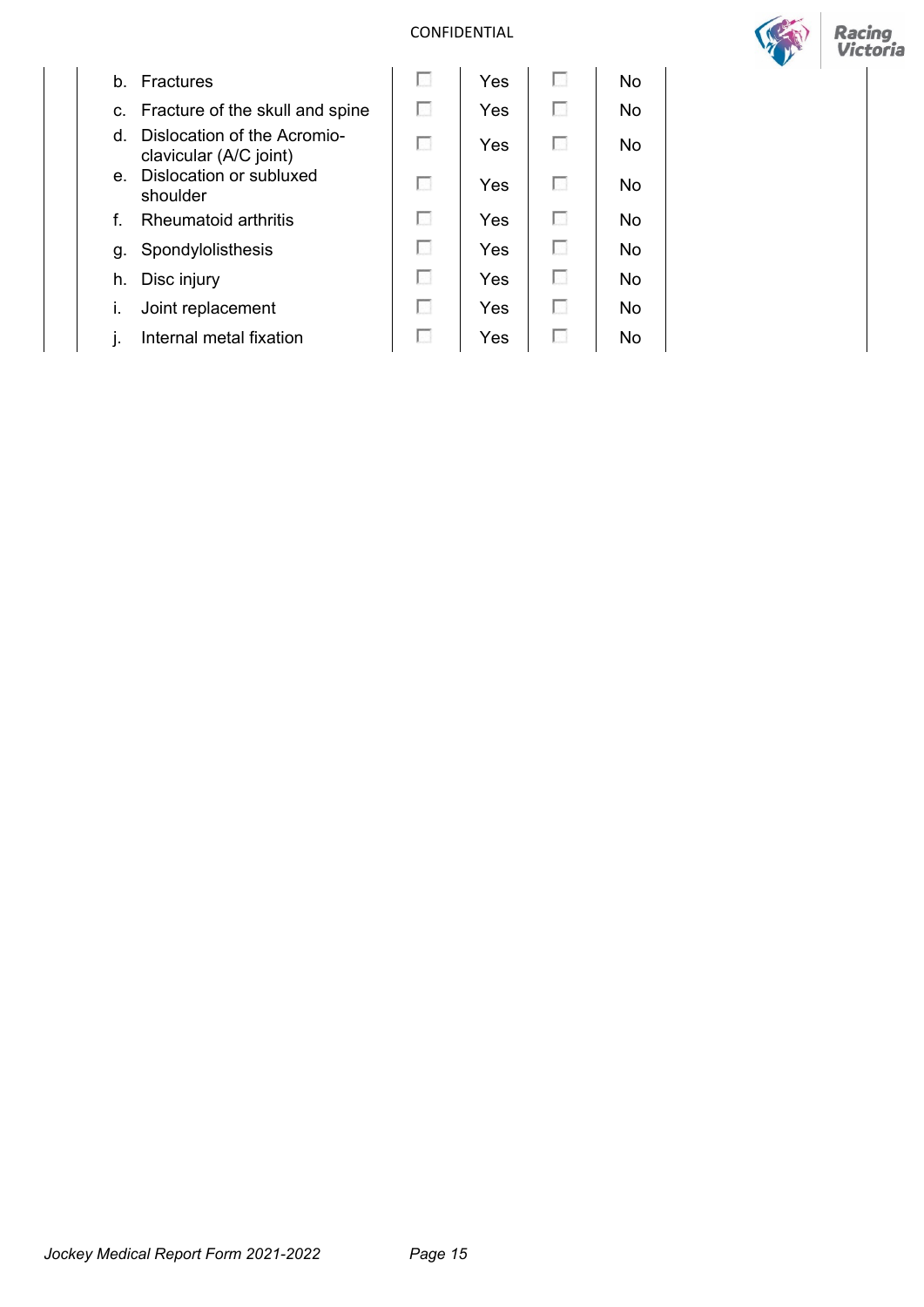| | | | | |
|---|---|---|---|---|
| b. Fractures | ☐ | Yes | ☐ | No |
| c. Fracture of the skull and spine | ☐ | Yes | ☐ | No |
| d. Dislocation of the Acromio-clavicular (A/C joint) | ☐ | Yes | ☐ | No |
| e. Dislocation or subluxed shoulder | ☐ | Yes | ☐ | No |
| f. Rheumatoid arthritis | ☐ | Yes | ☐ | No |
| g. Spondylolisthesis | ☐ | Yes | ☐ | No |
| h. Disc injury | ☐ | Yes | ☐ | No |
| i. Joint replacement | ☐ | Yes | ☐ | No |
| j. Internal metal fixation | ☐ | Yes | ☐ | No |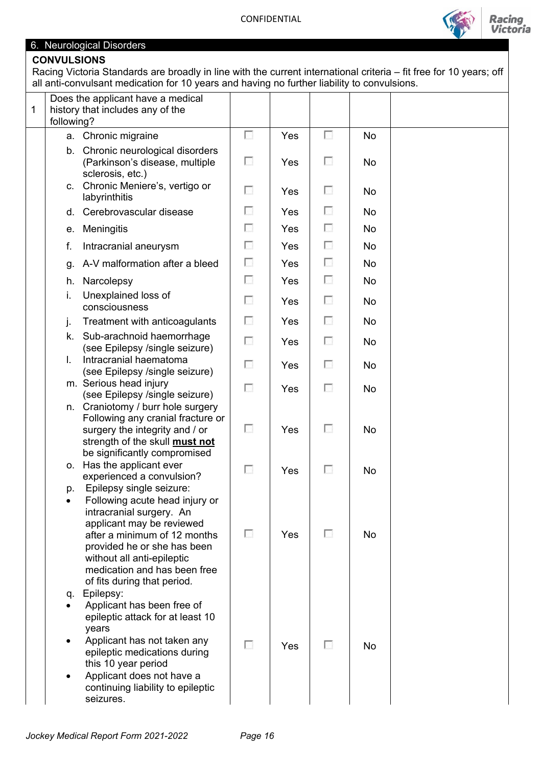## 6. Neurological Disorders

**CONVULSIONS**

Racing Victoria Standards are broadly in line with the current international criteria – fit free for 10 years; off all anti-convulsant medication for 10 years and having no further liability to convulsions.

| 1 | Does the applicant have a medical history that includes any of the following? | | | | | |
|---|---|---|---|---|---|---|
| | a. Chronic migraine | ☐ | Yes | ☐ | No | |
| | b. Chronic neurological disorders (Parkinson's disease, multiple sclerosis, etc.) | ☐ | Yes | ☐ | No | |
| | c. Chronic Meniere's, vertigo or labyrinthitis | ☐ | Yes | ☐ | No | |
| | d. Cerebrovascular disease | ☐ | Yes | ☐ | No | |
| | e. Meningitis | ☐ | Yes | ☐ | No | |
| | f. Intracranial aneurysm | ☐ | Yes | ☐ | No | |
| | g. A-V malformation after a bleed | ☐ | Yes | ☐ | No | |
| | h. Narcolepsy | ☐ | Yes | ☐ | No | |
| | i. Unexplained loss of consciousness | ☐ | Yes | ☐ | No | |
| | j. Treatment with anticoagulants | ☐ | Yes | ☐ | No | |
| | k. Sub-arachnoid haemorrhage (see Epilepsy /single seizure) | ☐ | Yes | ☐ | No | |
| | l. Intracranial haematoma (see Epilepsy /single seizure) | ☐ | Yes | ☐ | No | |
| | m. Serious head injury (see Epilepsy /single seizure) | ☐ | Yes | ☐ | No | |
| | n. Craniotomy / burr hole surgery Following any cranial fracture or surgery the integrity and / or strength of the skull **must not** be significantly compromised | ☐ | Yes | ☐ | No | |
| | o. Has the applicant ever experienced a convulsion? | ☐ | Yes | ☐ | No | |
| | p. Epilepsy single seizure:<br>• Following acute head injury or intracranial surgery. An applicant may be reviewed after a minimum of 12 months provided he or she has been without all anti-epileptic medication and has been free of fits during that period. | ☐ | Yes | ☐ | No | |
| | q. Epilepsy:<br>• Applicant has been free of epileptic attack for at least 10 years<br>• Applicant has not taken any epileptic medications during this 10 year period<br>• Applicant does not have a continuing liability to epileptic seizures. | ☐ | Yes | ☐ | No | |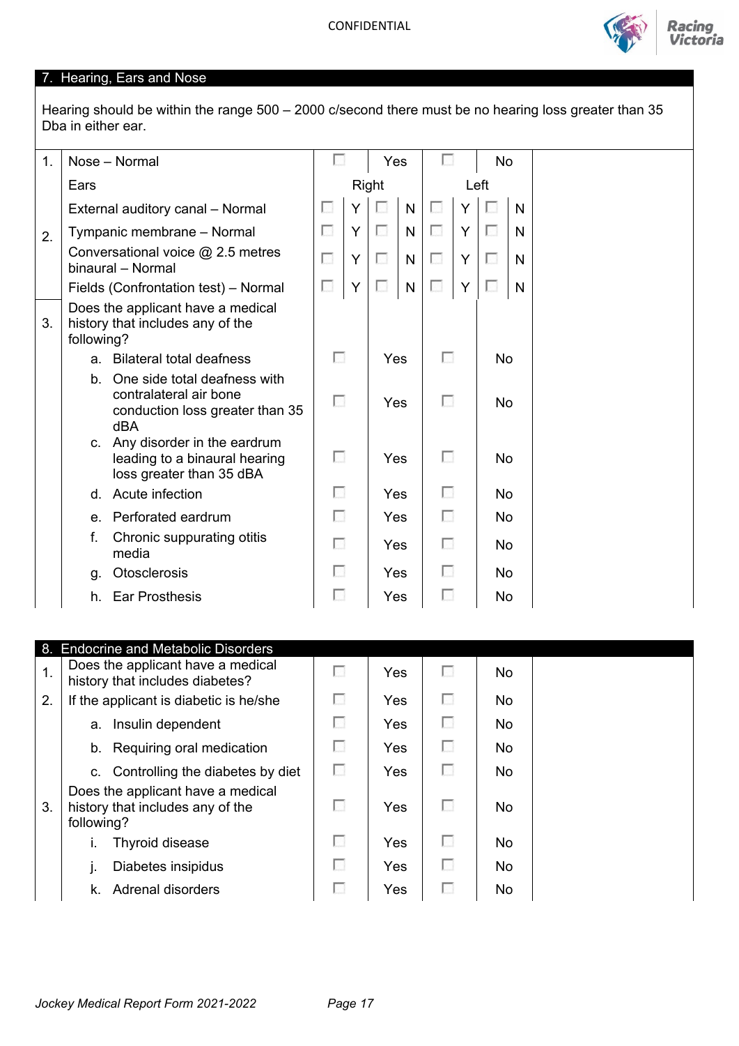CONFIDENTIAL

## 7. Hearing, Ears and Nose

Hearing should be within the range 500 – 2000 c/second there must be no hearing loss greater than 35 Dba in either ear.

| | | | | | |
|---|---|---|---|---|---|
| 1. | Nose – Normal | ☐ Yes | | ☐ No | |
| 2. | Ears | Right | | Left | |
| | External auditory canal – Normal | ☐ Y | ☐ N | ☐ Y | ☐ N |
| | Tympanic membrane – Normal | ☐ Y | ☐ N | ☐ Y | ☐ N |
| | Conversational voice @ 2.5 metres binaural – Normal | ☐ Y | ☐ N | ☐ Y | ☐ N |
| | Fields (Confrontation test) – Normal | ☐ Y | ☐ N | ☐ Y | ☐ N |
| 3. | Does the applicant have a medical history that includes any of the following? | | | | |
| | a. Bilateral total deafness | ☐ Yes | | ☐ No | |
| | b. One side total deafness with contralateral air bone conduction loss greater than 35 dBA | ☐ Yes | | ☐ No | |
| | c. Any disorder in the eardrum leading to a binaural hearing loss greater than 35 dBA | ☐ Yes | | ☐ No | |
| | d. Acute infection | ☐ Yes | | ☐ No | |
| | e. Perforated eardrum | ☐ Yes | | ☐ No | |
| | f. Chronic suppurating otitis media | ☐ Yes | | ☐ No | |
| | g. Otosclerosis | ☐ Yes | | ☐ No | |
| | h. Ear Prosthesis | ☐ Yes | | ☐ No | |

## 8. Endocrine and Metabolic Disorders

| | | | |
|---|---|---|---|
| 1. | Does the applicant have a medical history that includes diabetes? | ☐ Yes | ☐ No |
| 2. | If the applicant is diabetic is he/she | ☐ Yes | ☐ No |
| | a. Insulin dependent | ☐ Yes | ☐ No |
| | b. Requiring oral medication | ☐ Yes | ☐ No |
| | c. Controlling the diabetes by diet | ☐ Yes | ☐ No |
| 3. | Does the applicant have a medical history that includes any of the following? | ☐ Yes | ☐ No |
| | i. Thyroid disease | ☐ Yes | ☐ No |
| | j. Diabetes insipidus | ☐ Yes | ☐ No |
| | k. Adrenal disorders | ☐ Yes | ☐ No |

*Jockey Medical Report Form 2021-2022*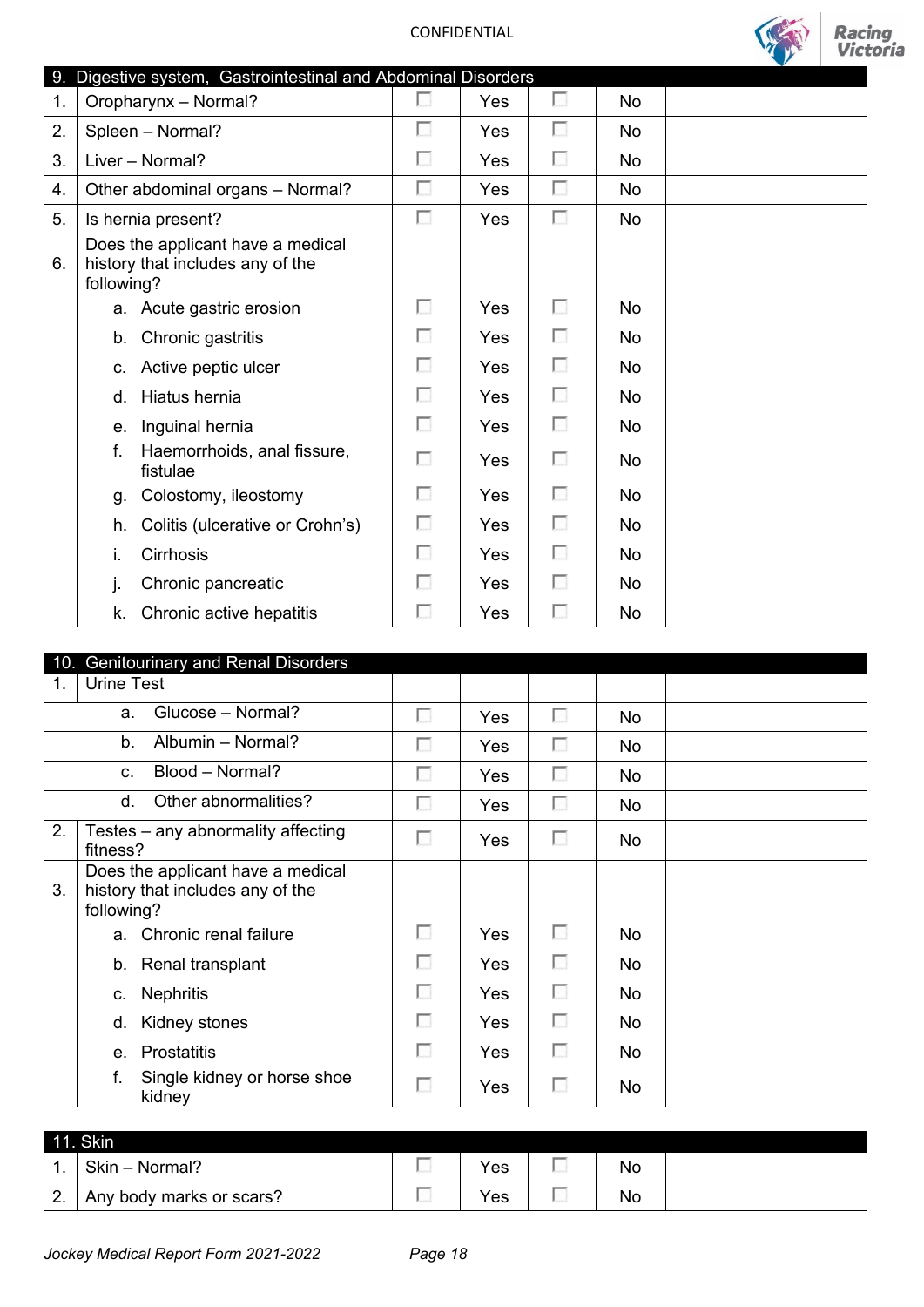CONFIDENTIAL

| 9. Digestive system, Gastrointestinal and Abdominal Disorders | | | | | | |
|---|---|---|---|---|---|---|
| 1. | Oropharynx – Normal? | ☐ | Yes | ☐ | No | |
| 2. | Spleen – Normal? | ☐ | Yes | ☐ | No | |
| 3. | Liver – Normal? | ☐ | Yes | ☐ | No | |
| 4. | Other abdominal organs – Normal? | ☐ | Yes | ☐ | No | |
| 5. | Is hernia present? | ☐ | Yes | ☐ | No | |
| 6. | Does the applicant have a medical history that includes any of the following? | | | | | |
| | a. Acute gastric erosion | ☐ | Yes | ☐ | No | |
| | b. Chronic gastritis | ☐ | Yes | ☐ | No | |
| | c. Active peptic ulcer | ☐ | Yes | ☐ | No | |
| | d. Hiatus hernia | ☐ | Yes | ☐ | No | |
| | e. Inguinal hernia | ☐ | Yes | ☐ | No | |
| | f. Haemorrhoids, anal fissure, fistulae | ☐ | Yes | ☐ | No | |
| | g. Colostomy, ileostomy | ☐ | Yes | ☐ | No | |
| | h. Colitis (ulcerative or Crohn's) | ☐ | Yes | ☐ | No | |
| | i. Cirrhosis | ☐ | Yes | ☐ | No | |
| | j. Chronic pancreatic | ☐ | Yes | ☐ | No | |
| | k. Chronic active hepatitis | ☐ | Yes | ☐ | No | |

| 10. Genitourinary and Renal Disorders | | | | | | |
|---|---|---|---|---|---|---|
| 1. | Urine Test | | | | | |
| | a. Glucose – Normal? | ☐ | Yes | ☐ | No | |
| | b. Albumin – Normal? | ☐ | Yes | ☐ | No | |
| | c. Blood – Normal? | ☐ | Yes | ☐ | No | |
| | d. Other abnormalities? | ☐ | Yes | ☐ | No | |
| 2. | Testes – any abnormality affecting fitness? | ☐ | Yes | ☐ | No | |
| 3. | Does the applicant have a medical history that includes any of the following? | | | | | |
| | a. Chronic renal failure | ☐ | Yes | ☐ | No | |
| | b. Renal transplant | ☐ | Yes | ☐ | No | |
| | c. Nephritis | ☐ | Yes | ☐ | No | |
| | d. Kidney stones | ☐ | Yes | ☐ | No | |
| | e. Prostatitis | ☐ | Yes | ☐ | No | |
| | f. Single kidney or horse shoe kidney | ☐ | Yes | ☐ | No | |

| 11. Skin | | | | | | |
|---|---|---|---|---|---|---|
| 1. | Skin – Normal? | ☐ | Yes | ☐ | No | |
| 2. | Any body marks or scars? | ☐ | Yes | ☐ | No | |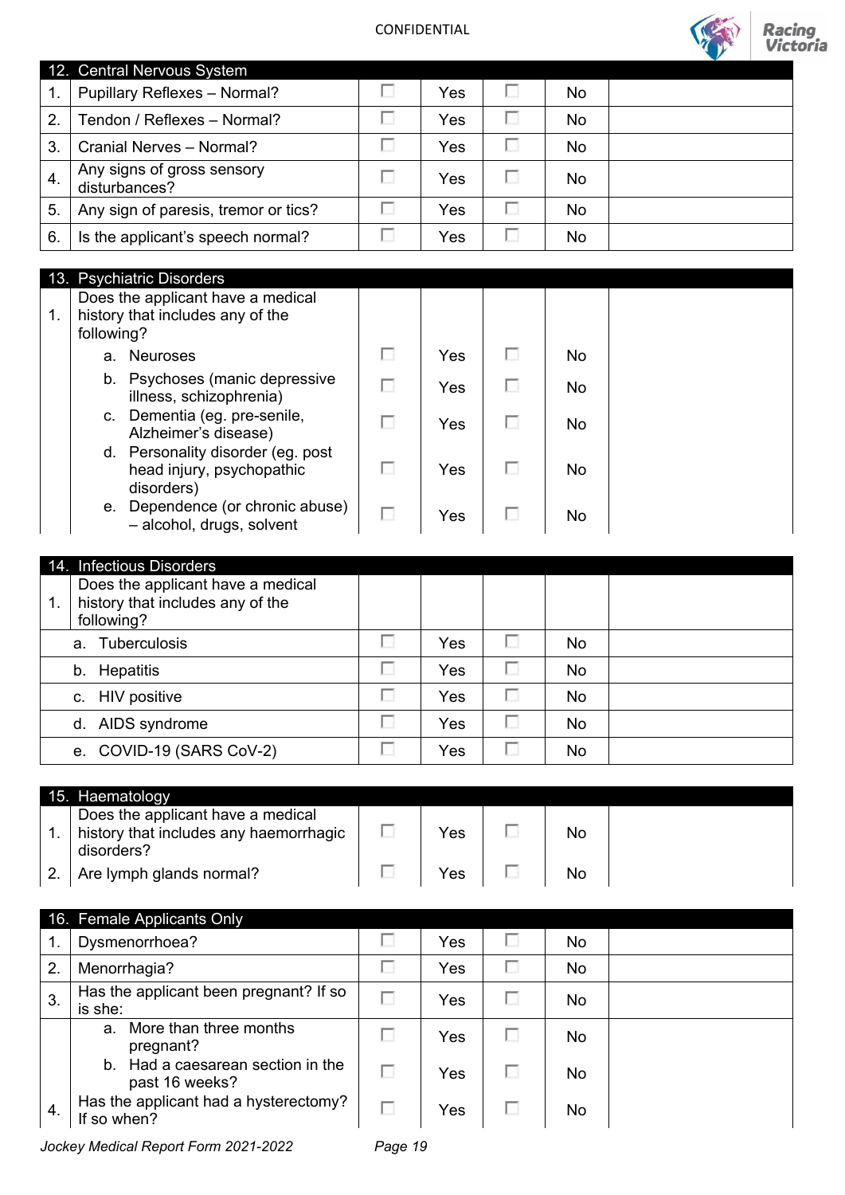CONFIDENTIAL

| 12. Central Nervous System | | | | | | |
|---|---|---|---|---|---|---|
| 1. | Pupillary Reflexes – Normal? | ☐ | Yes | ☐ | No | |
| 2. | Tendon / Reflexes – Normal? | ☐ | Yes | ☐ | No | |
| 3. | Cranial Nerves – Normal? | ☐ | Yes | ☐ | No | |
| 4. | Any signs of gross sensory disturbances? | ☐ | Yes | ☐ | No | |
| 5. | Any sign of paresis, tremor or tics? | ☐ | Yes | ☐ | No | |
| 6. | Is the applicant's speech normal? | ☐ | Yes | ☐ | No | |

| 13. Psychiatric Disorders | | | | | | |
|---|---|---|---|---|---|---|
| 1. | Does the applicant have a medical history that includes any of the following? | | | | | |
| | a. Neuroses | ☐ | Yes | ☐ | No | |
| | b. Psychoses (manic depressive illness, schizophrenia) | ☐ | Yes | ☐ | No | |
| | c. Dementia (eg. pre-senile, Alzheimer's disease) | ☐ | Yes | ☐ | No | |
| | d. Personality disorder (eg. post head injury, psychopathic disorders) | ☐ | Yes | ☐ | No | |
| | e. Dependence (or chronic abuse) – alcohol, drugs, solvent | ☐ | Yes | ☐ | No | |

| 14. Infectious Disorders | | | | | | |
|---|---|---|---|---|---|---|
| 1. | Does the applicant have a medical history that includes any of the following? | | | | | |
| | a. Tuberculosis | ☐ | Yes | ☐ | No | |
| | b. Hepatitis | ☐ | Yes | ☐ | No | |
| | c. HIV positive | ☐ | Yes | ☐ | No | |
| | d. AIDS syndrome | ☐ | Yes | ☐ | No | |
| | e. COVID-19 (SARS CoV-2) | ☐ | Yes | ☐ | No | |

| 15. Haematology | | | | | | |
|---|---|---|---|---|---|---|
| 1. | Does the applicant have a medical history that includes any haemorrhagic disorders? | ☐ | Yes | ☐ | No | |
| 2. | Are lymph glands normal? | ☐ | Yes | ☐ | No | |

| 16. Female Applicants Only | | | | | | |
|---|---|---|---|---|---|---|
| 1. | Dysmenorrhoea? | ☐ | Yes | ☐ | No | |
| 2. | Menorrhagia? | ☐ | Yes | ☐ | No | |
| 3. | Has the applicant been pregnant? If so is she: | ☐ | Yes | ☐ | No | |
| | a. More than three months pregnant? | ☐ | Yes | ☐ | No | |
| | b. Had a caesarean section in the past 16 weeks? | ☐ | Yes | ☐ | No | |
| 4. | Has the applicant had a hysterectomy? If so when? | ☐ | Yes | ☐ | No | |

*Jockey Medical Report Form 2021-2022*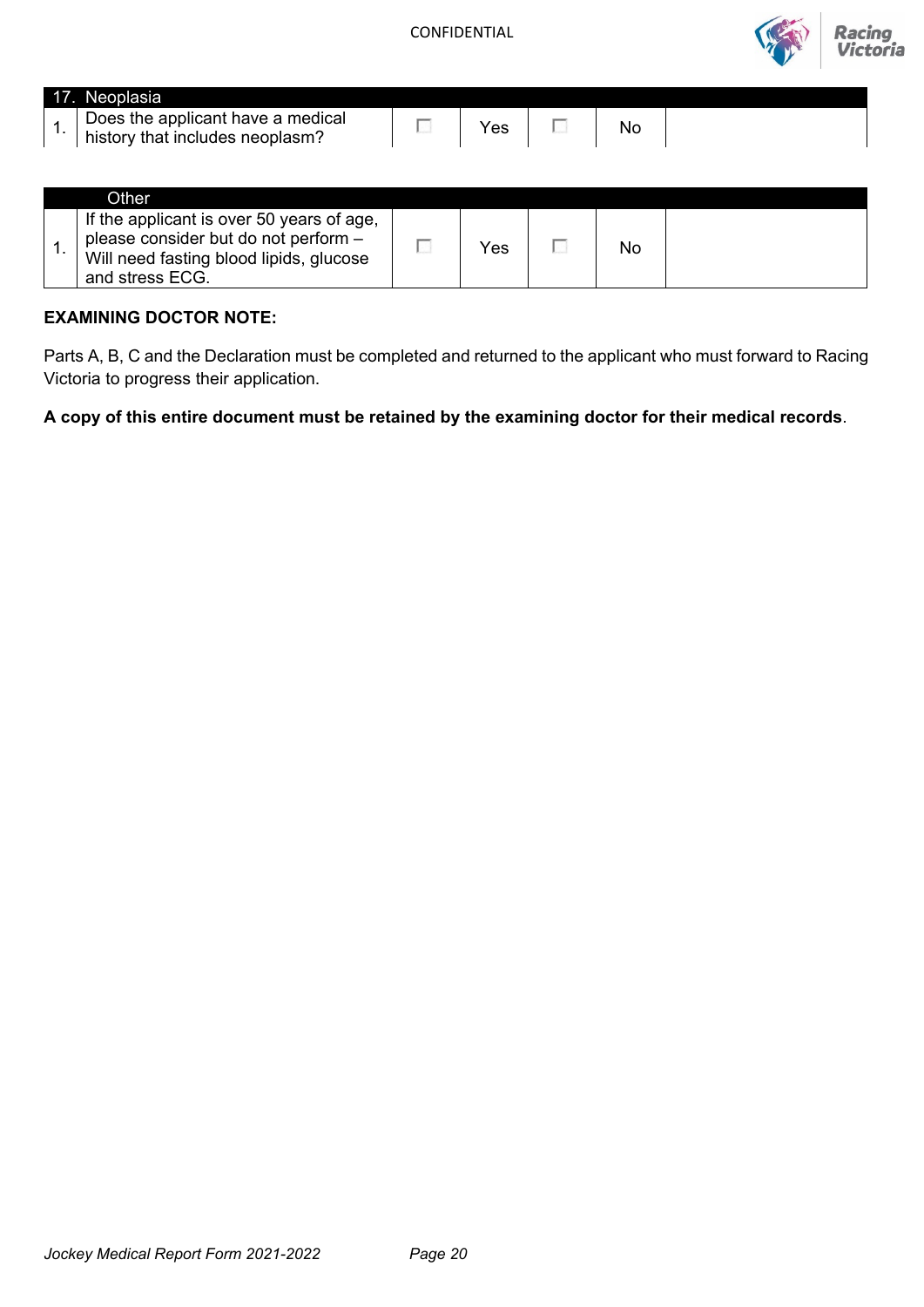| 17. Neoplasia | | | | | | |
|---|---|---|---|---|---|---|
| 1. | Does the applicant have a medical history that includes neoplasm? | ☐ | Yes | ☐ | No | |

| Other | | | | | | |
|---|---|---|---|---|---|---|
| 1. | If the applicant is over 50 years of age, please consider but do not perform – Will need fasting blood lipids, glucose and stress ECG. | ☐ | Yes | ☐ | No | |

**EXAMINING DOCTOR NOTE:**

Parts A, B, C and the Declaration must be completed and returned to the applicant who must forward to Racing Victoria to progress their application.

**A copy of this entire document must be retained by the examining doctor for their medical records**.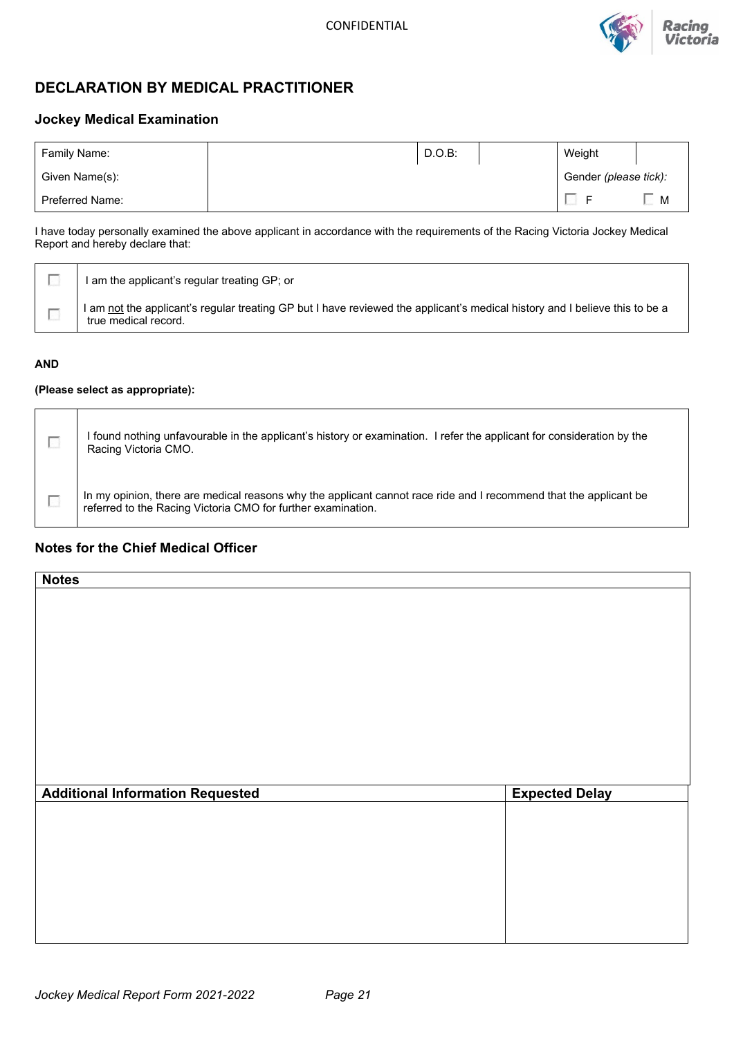CONFIDENTIAL

# DECLARATION BY MEDICAL PRACTITIONER

## Jockey Medical Examination

| Family Name: | | D.O.B: | | Weight | |
|---|---|---|---|---|---|
| Given Name(s): | | | | Gender *(please tick)*: | |
| Preferred Name: | | | | ☐ F | ☐ M |

I have today personally examined the above applicant in accordance with the requirements of the Racing Victoria Jockey Medical Report and hereby declare that:

| | |
|---|---|
| ☐ | I am the applicant's regular treating GP; or |
| ☐ | I am not the applicant's regular treating GP but I have reviewed the applicant's medical history and I believe this to be a true medical record. |

**AND**

**(Please select as appropriate):**

| | |
|---|---|
| ☐ | I found nothing unfavourable in the applicant's history or examination. I refer the applicant for consideration by the Racing Victoria CMO. |
| ☐ | In my opinion, there are medical reasons why the applicant cannot race ride and I recommend that the applicant be referred to the Racing Victoria CMO for further examination. |

## Notes for the Chief Medical Officer

| Notes |
|---|
| |

| Additional Information Requested | Expected Delay |
|---|---|
| | |

*Jockey Medical Report Form 2021-2022*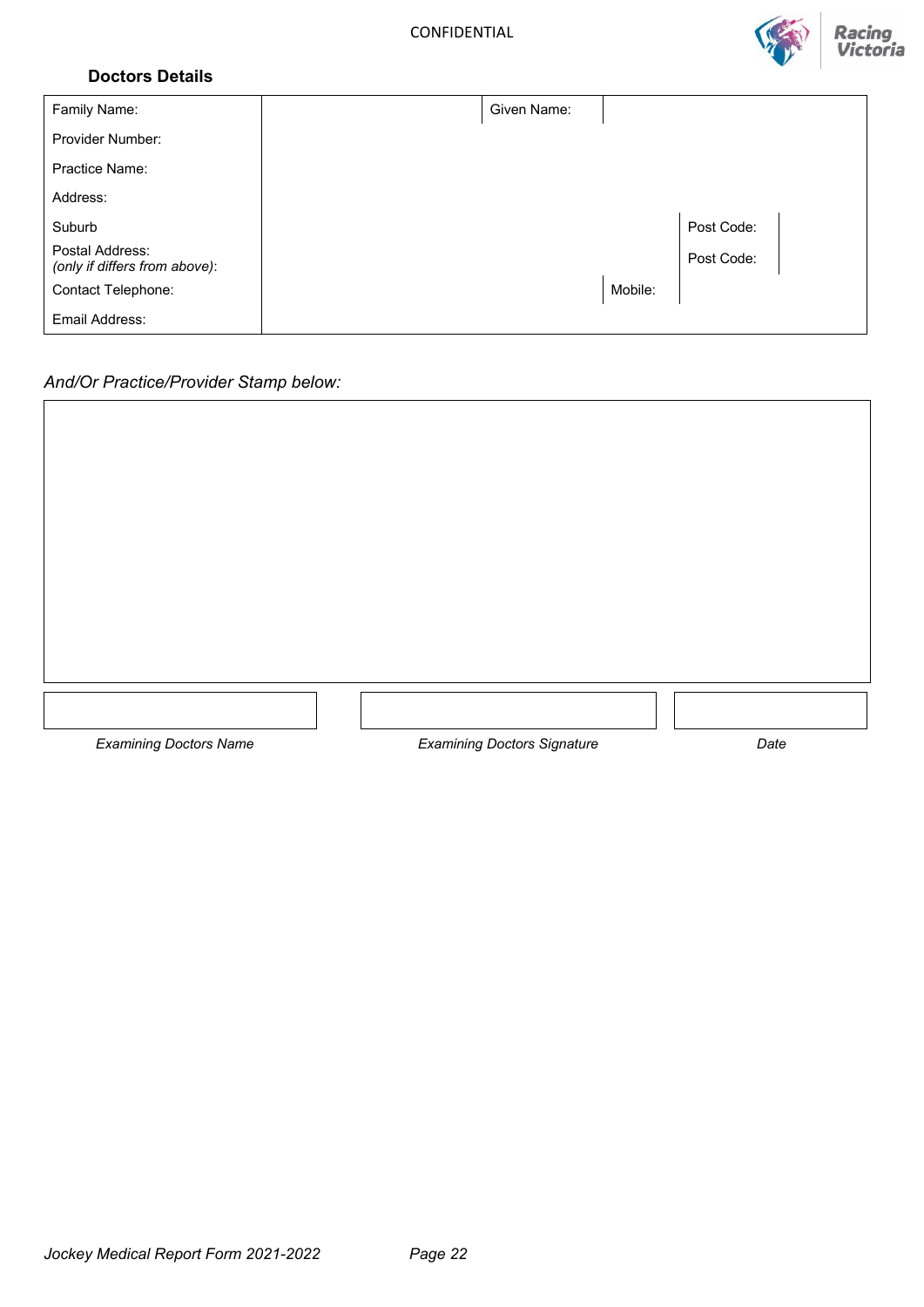CONFIDENTIAL

### Doctors Details

| | | | |
|---|---|---|---|
| Family Name: | | Given Name: | |
| Provider Number: | | | |
| Practice Name: | | | |
| Address: | | | |
| Suburb | | Post Code: | |
| Postal Address: *(only if differs from above)*: | | Post Code: | |
| Contact Telephone: | | Mobile: | |
| Email Address: | | | |

*And/Or Practice/Provider Stamp below:*

| *Examining Doctors Name* | *Examining Doctors Signature* | *Date* |
|---|---|---|
| | | |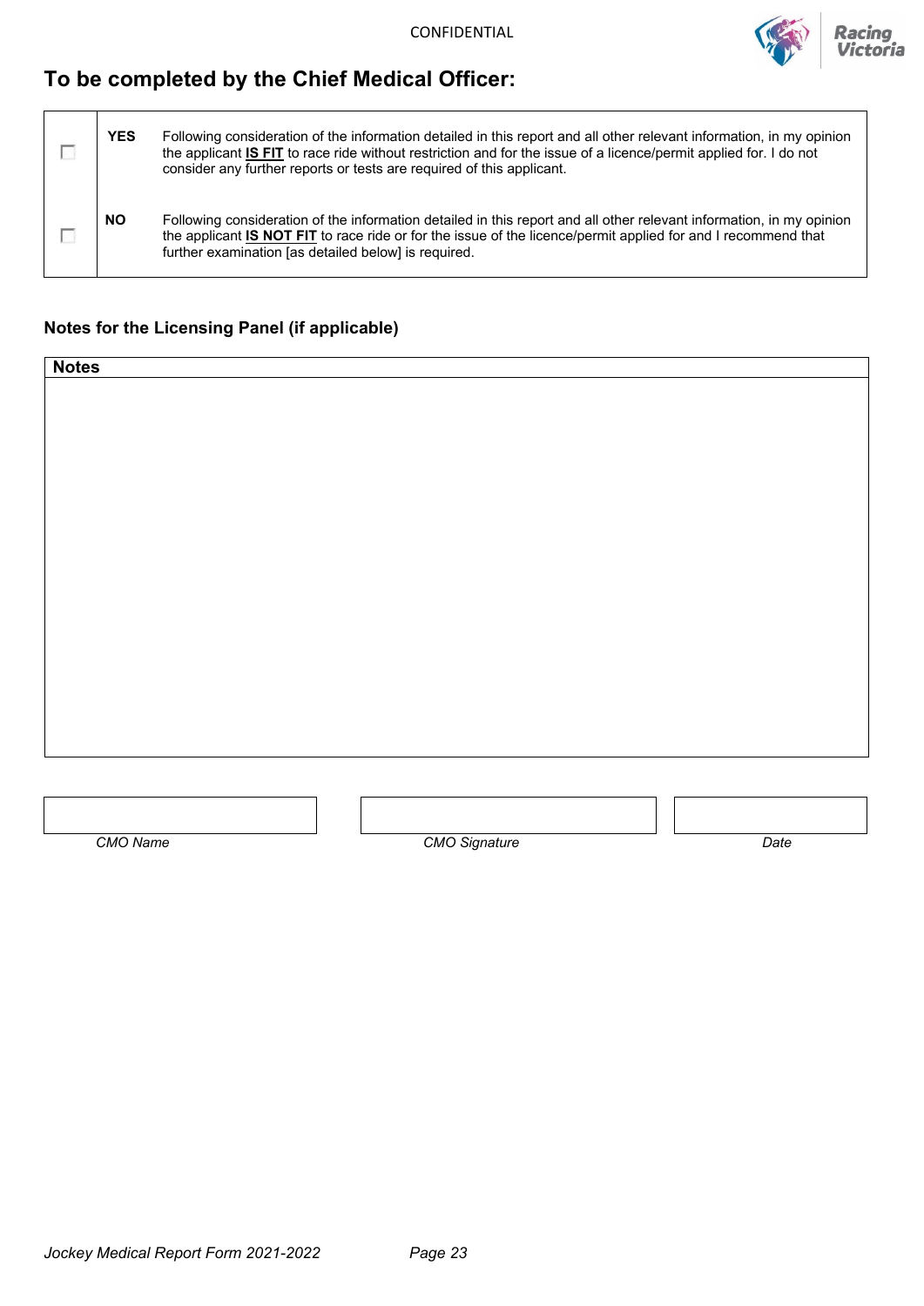## To be completed by the Chief Medical Officer:

| | | |
|---|---|---|
| ☐ | **YES** | Following consideration of the information detailed in this report and all other relevant information, in my opinion the applicant **IS FIT** to race ride without restriction and for the issue of a licence/permit applied for. I do not consider any further reports or tests are required of this applicant. |
| ☐ | **NO** | Following consideration of the information detailed in this report and all other relevant information, in my opinion the applicant **IS NOT FIT** to race ride or for the issue of the licence/permit applied for and I recommend that further examination [as detailed below] is required. |

### Notes for the Licensing Panel (if applicable)

| **Notes** |
|---|
| |

| | | |
|---|---|---|
| | | |
| *CMO Name* | *CMO Signature* | *Date* |